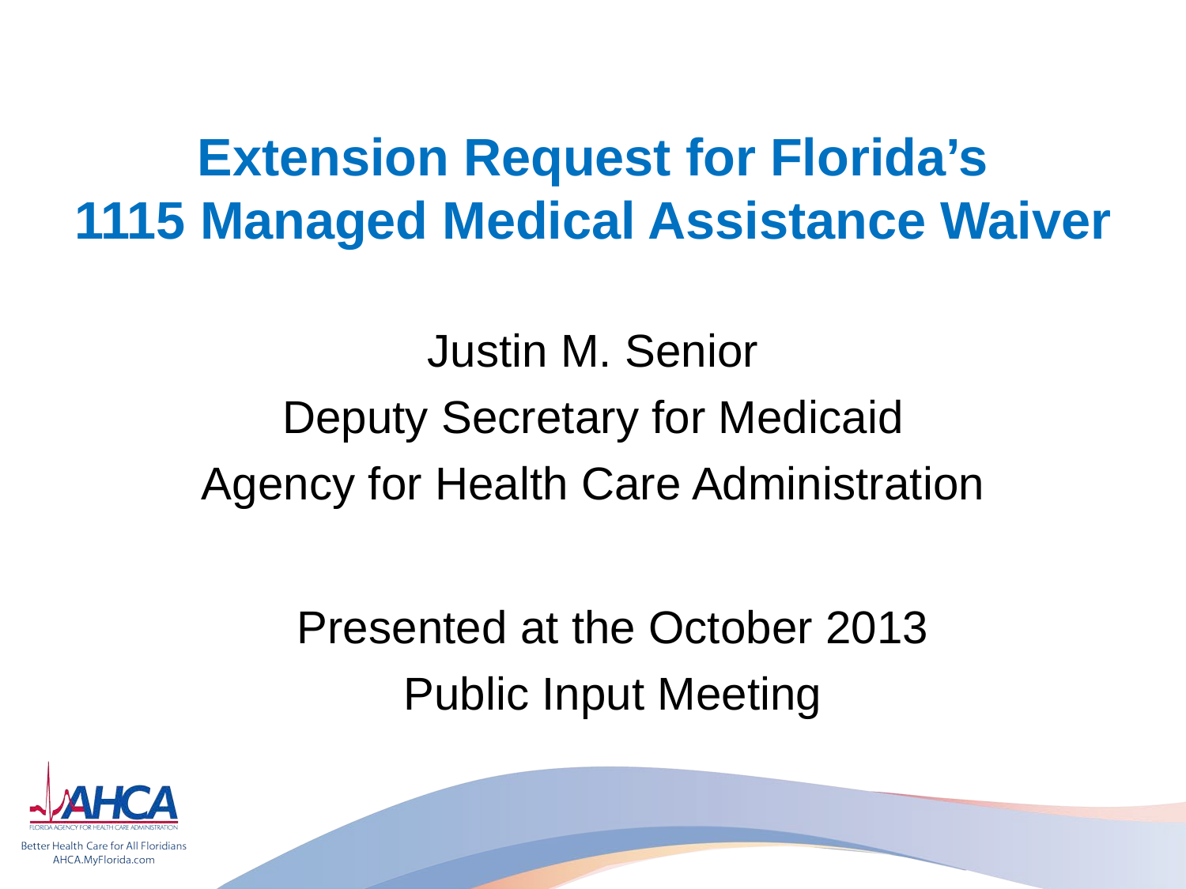# Extension Request for Florida's 1115 Managed Medical Assistance Waiver

Justin M. Senior

Deputy Secretary for Medicaid

Agency for Health Care Administration

Presented at the October 2013

Public Input Meeting

AHCA

FLORIDA AGENCY FOR HEALTH CARE ADMINISTRATION

Better Health Care for All Floridians

AHCA.MyFlorida.com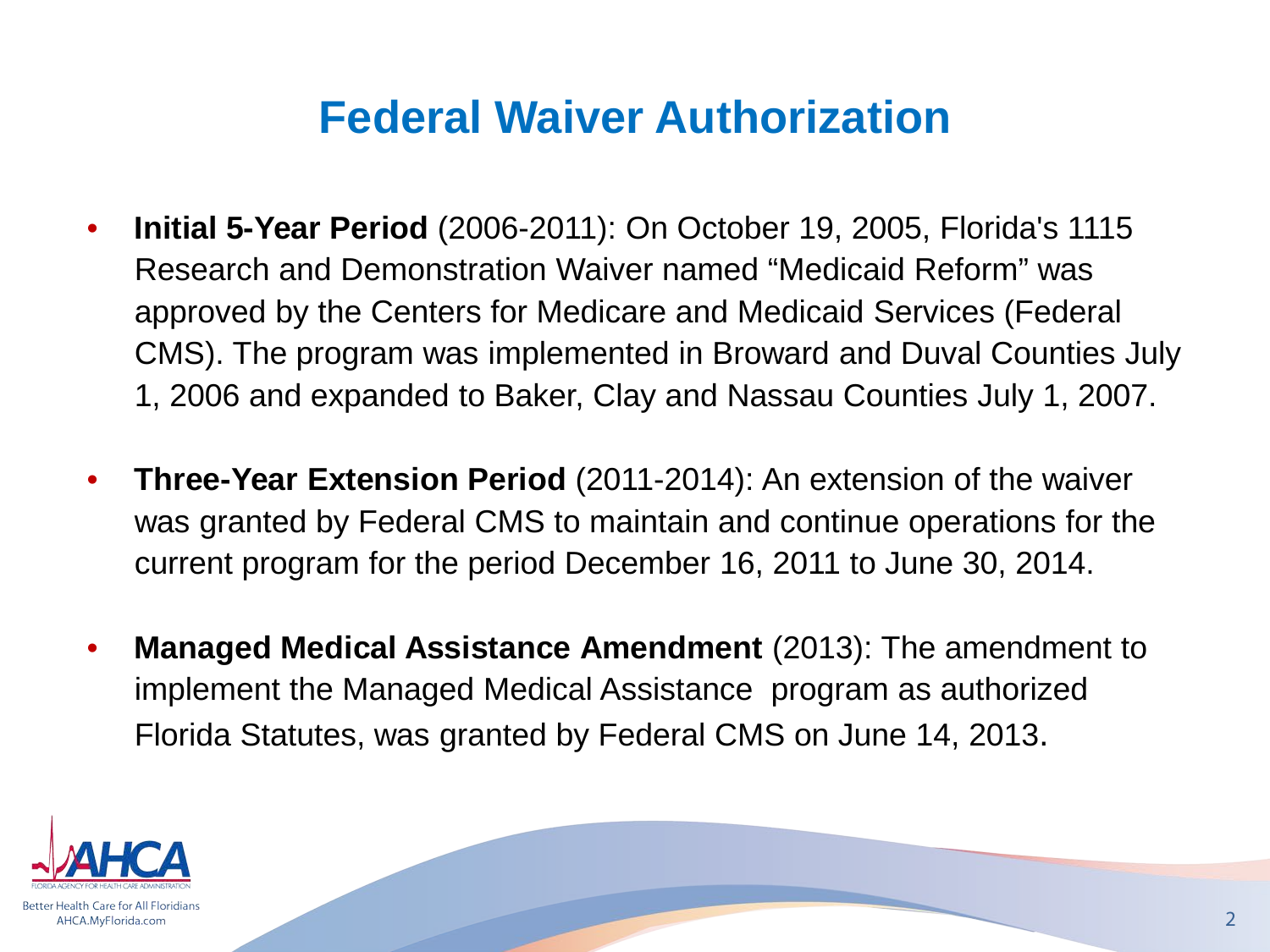# Federal Waiver Authorization

- **Initial 5-Year Period** (2006-2011): On October 19, 2005, Florida's 1115 Research and Demonstration Waiver named "Medicaid Reform" was approved by the Centers for Medicare and Medicaid Services (Federal CMS). The program was implemented in Broward and Duval Counties July 1, 2006 and expanded to Baker, Clay and Nassau Counties July 1, 2007.

- **Three-Year Extension Period** (2011-2014): An extension of the waiver was granted by Federal CMS to maintain and continue operations for the current program for the period December 16, 2011 to June 30, 2014.

- **Managed Medical Assistance Amendment** (2013): The amendment to implement the Managed Medical Assistance program as authorized Florida Statutes, was granted by Federal CMS on June 14, 2013.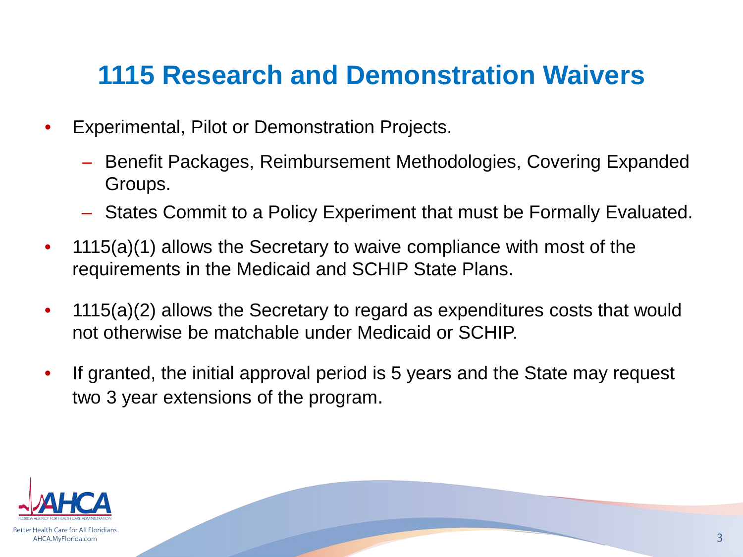# 1115 Research and Demonstration Waivers

- Experimental, Pilot or Demonstration Projects.
  - Benefit Packages, Reimbursement Methodologies, Covering Expanded Groups.
  - States Commit to a Policy Experiment that must be Formally Evaluated.
- 1115(a)(1) allows the Secretary to waive compliance with most of the requirements in the Medicaid and SCHIP State Plans.
- 1115(a)(2) allows the Secretary to regard as expenditures costs that would not otherwise be matchable under Medicaid or SCHIP.
- If granted, the initial approval period is 5 years and the State may request two 3 year extensions of the program.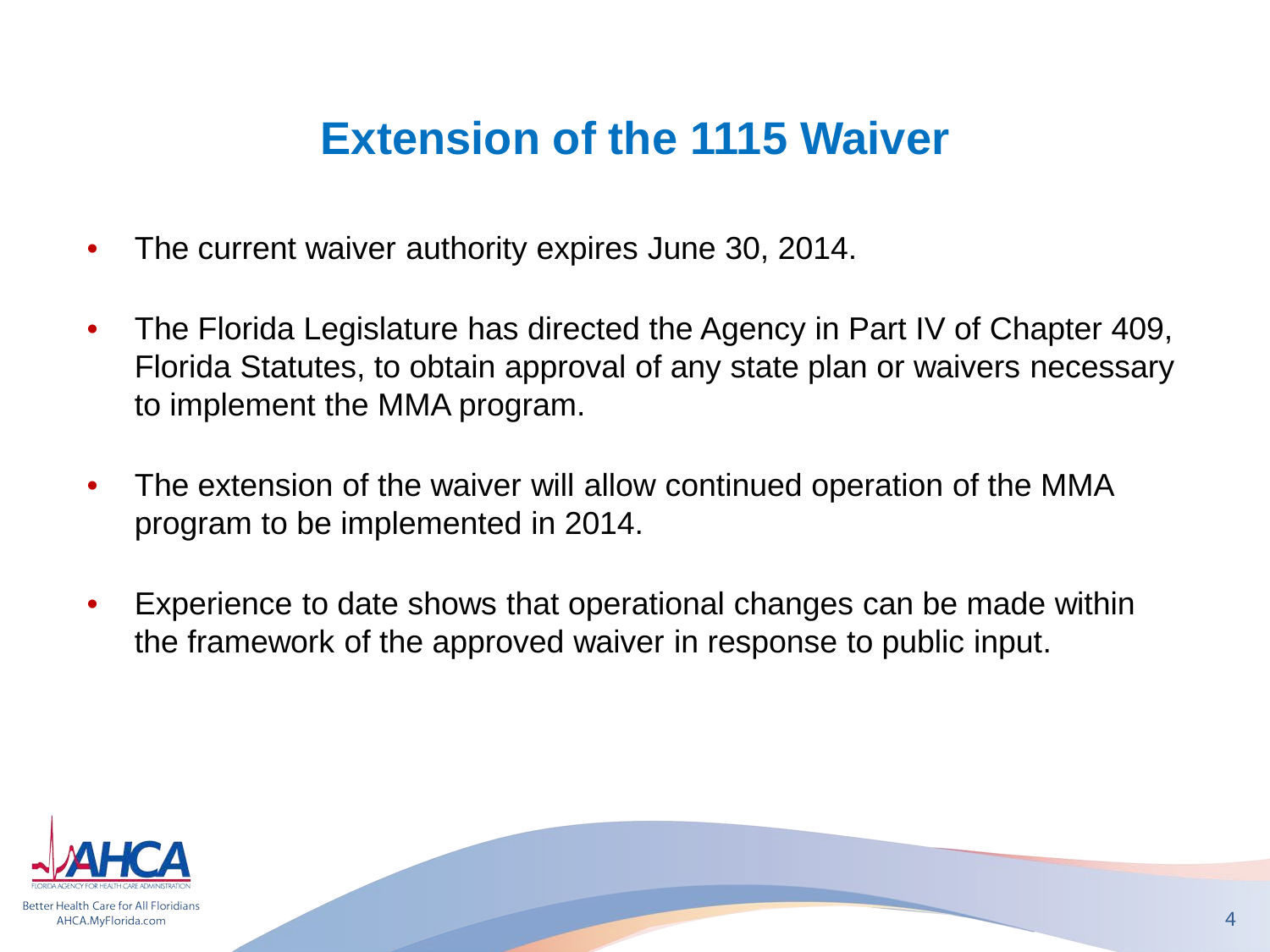# Extension of the 1115 Waiver

- The current waiver authority expires June 30, 2014.
- The Florida Legislature has directed the Agency in Part IV of Chapter 409, Florida Statutes, to obtain approval of any state plan or waivers necessary to implement the MMA program.
- The extension of the waiver will allow continued operation of the MMA program to be implemented in 2014.
- Experience to date shows that operational changes can be made within the framework of the approved waiver in response to public input.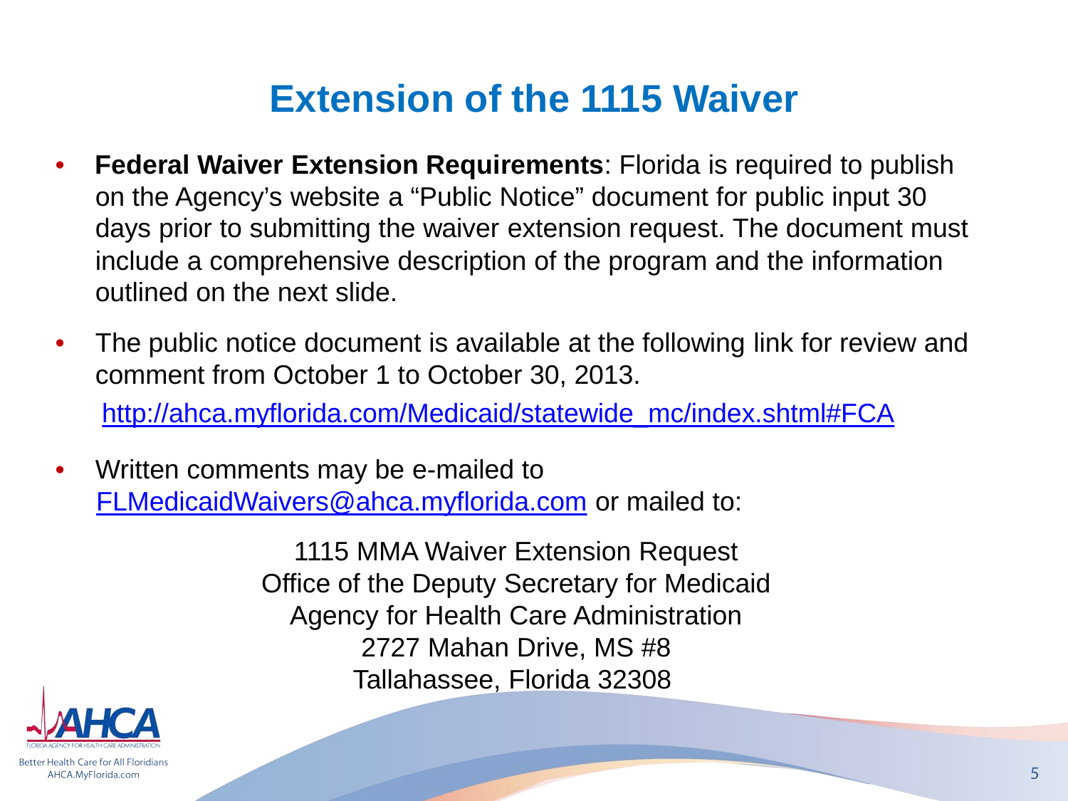# Extension of the 1115 Waiver

- **Federal Waiver Extension Requirements**: Florida is required to publish on the Agency's website a "Public Notice" document for public input 30 days prior to submitting the waiver extension request. The document must include a comprehensive description of the program and the information outlined on the next slide.

- The public notice document is available at the following link for review and comment from October 1 to October 30, 2013.

  http://ahca.myflorida.com/Medicaid/statewide_mc/index.shtml#FCA

- Written comments may be e-mailed to FLMedicaidWaivers@ahca.myflorida.com or mailed to:

  1115 MMA Waiver Extension Request
  Office of the Deputy Secretary for Medicaid
  Agency for Health Care Administration
  2727 Mahan Drive, MS #8
  Tallahassee, Florida 32308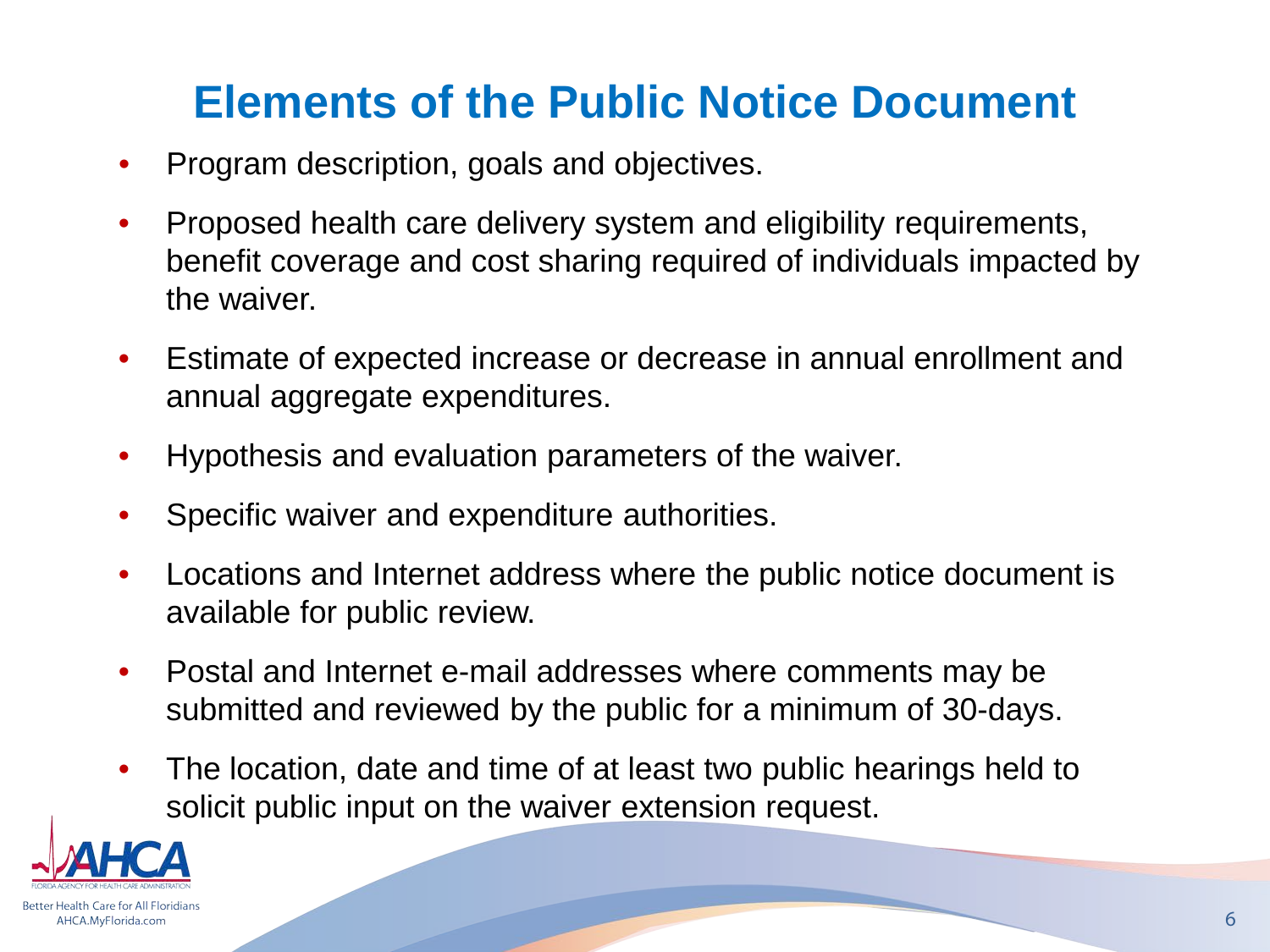# Elements of the Public Notice Document

- Program description, goals and objectives.
- Proposed health care delivery system and eligibility requirements, benefit coverage and cost sharing required of individuals impacted by the waiver.
- Estimate of expected increase or decrease in annual enrollment and annual aggregate expenditures.
- Hypothesis and evaluation parameters of the waiver.
- Specific waiver and expenditure authorities.
- Locations and Internet address where the public notice document is available for public review.
- Postal and Internet e-mail addresses where comments may be submitted and reviewed by the public for a minimum of 30-days.
- The location, date and time of at least two public hearings held to solicit public input on the waiver extension request.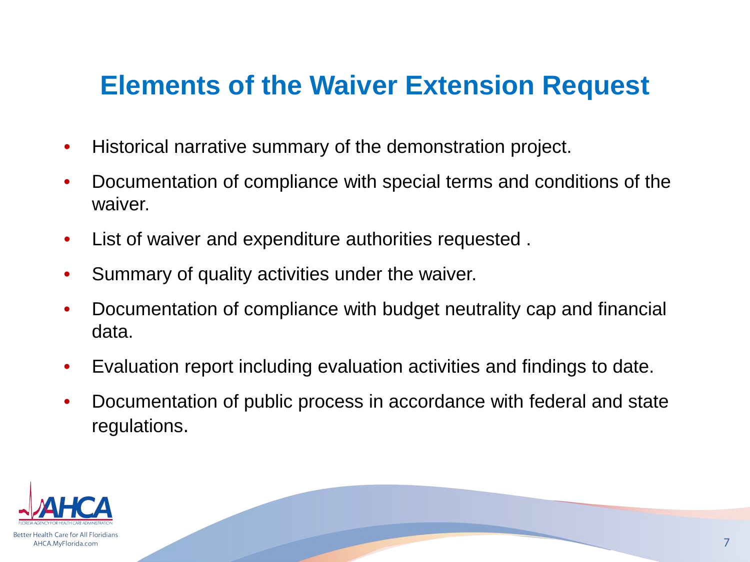# Elements of the Waiver Extension Request

- Historical narrative summary of the demonstration project.
- Documentation of compliance with special terms and conditions of the waiver.
- List of waiver and expenditure authorities requested .
- Summary of quality activities under the waiver.
- Documentation of compliance with budget neutrality cap and financial data.
- Evaluation report including evaluation activities and findings to date.
- Documentation of public process in accordance with federal and state regulations.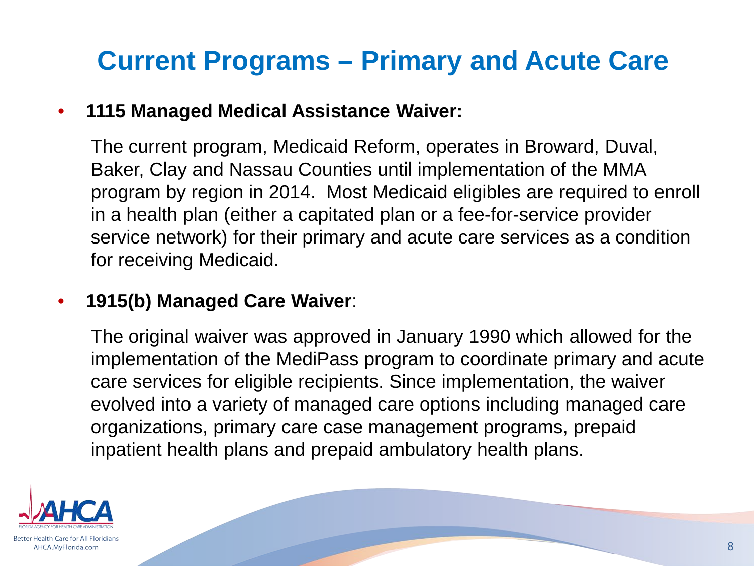# Current Programs – Primary and Acute Care

- **1115 Managed Medical Assistance Waiver:**

  The current program, Medicaid Reform, operates in Broward, Duval, Baker, Clay and Nassau Counties until implementation of the MMA program by region in 2014. Most Medicaid eligibles are required to enroll in a health plan (either a capitated plan or a fee-for-service provider service network) for their primary and acute care services as a condition for receiving Medicaid.

- **1915(b) Managed Care Waiver**:

  The original waiver was approved in January 1990 which allowed for the implementation of the MediPass program to coordinate primary and acute care services for eligible recipients. Since implementation, the waiver evolved into a variety of managed care options including managed care organizations, primary care case management programs, prepaid inpatient health plans and prepaid ambulatory health plans.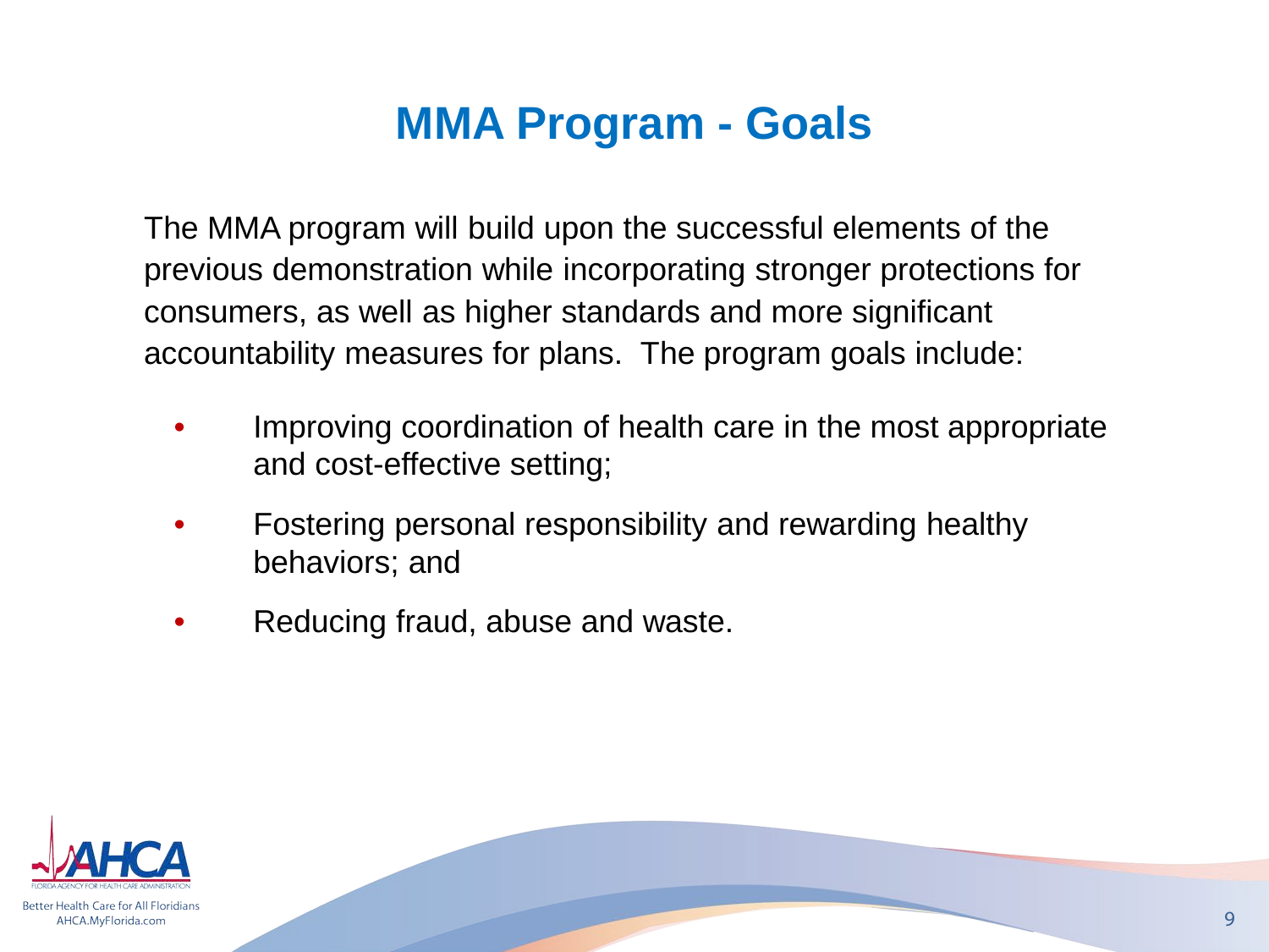# MMA Program - Goals

The MMA program will build upon the successful elements of the previous demonstration while incorporating stronger protections for consumers, as well as higher standards and more significant accountability measures for plans. The program goals include:

- Improving coordination of health care in the most appropriate and cost-effective setting;
- Fostering personal responsibility and rewarding healthy behaviors; and
- Reducing fraud, abuse and waste.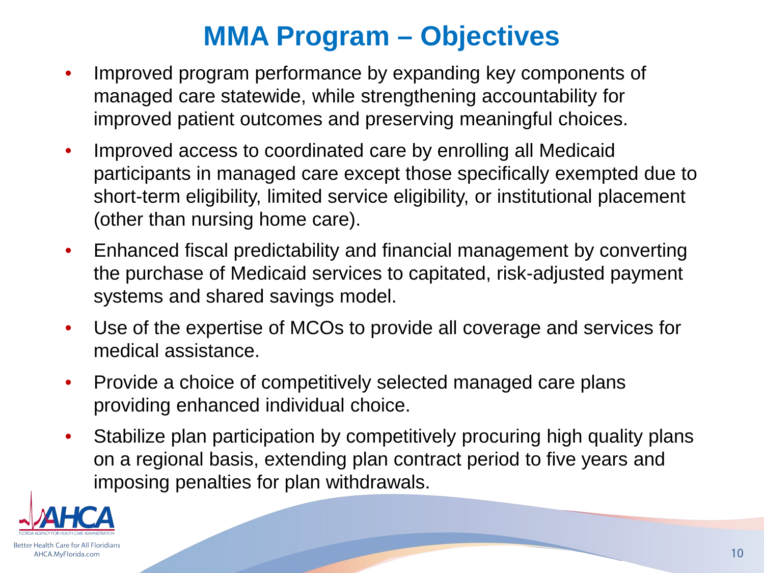# MMA Program – Objectives

- Improved program performance by expanding key components of managed care statewide, while strengthening accountability for improved patient outcomes and preserving meaningful choices.
- Improved access to coordinated care by enrolling all Medicaid participants in managed care except those specifically exempted due to short-term eligibility, limited service eligibility, or institutional placement (other than nursing home care).
- Enhanced fiscal predictability and financial management by converting the purchase of Medicaid services to capitated, risk-adjusted payment systems and shared savings model.
- Use of the expertise of MCOs to provide all coverage and services for medical assistance.
- Provide a choice of competitively selected managed care plans providing enhanced individual choice.
- Stabilize plan participation by competitively procuring high quality plans on a regional basis, extending plan contract period to five years and imposing penalties for plan withdrawals.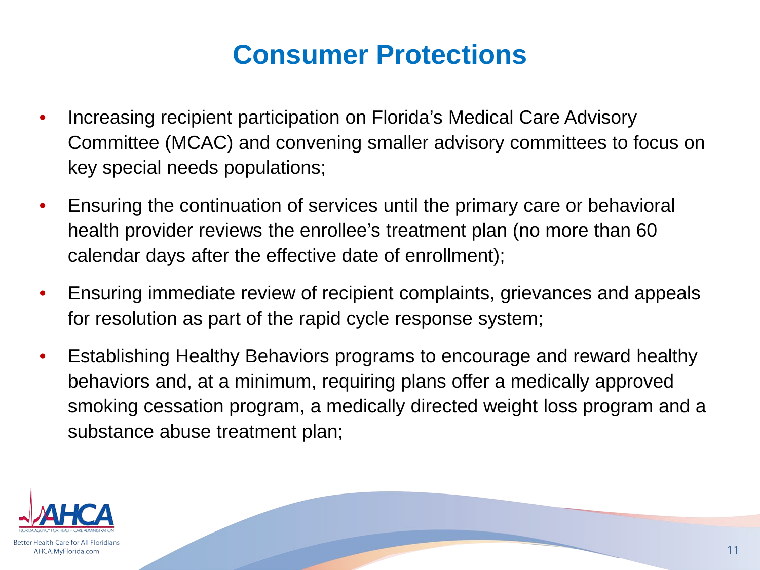# Consumer Protections

- Increasing recipient participation on Florida's Medical Care Advisory Committee (MCAC) and convening smaller advisory committees to focus on key special needs populations;
- Ensuring the continuation of services until the primary care or behavioral health provider reviews the enrollee's treatment plan (no more than 60 calendar days after the effective date of enrollment);
- Ensuring immediate review of recipient complaints, grievances and appeals for resolution as part of the rapid cycle response system;
- Establishing Healthy Behaviors programs to encourage and reward healthy behaviors and, at a minimum, requiring plans offer a medically approved smoking cessation program, a medically directed weight loss program and a substance abuse treatment plan;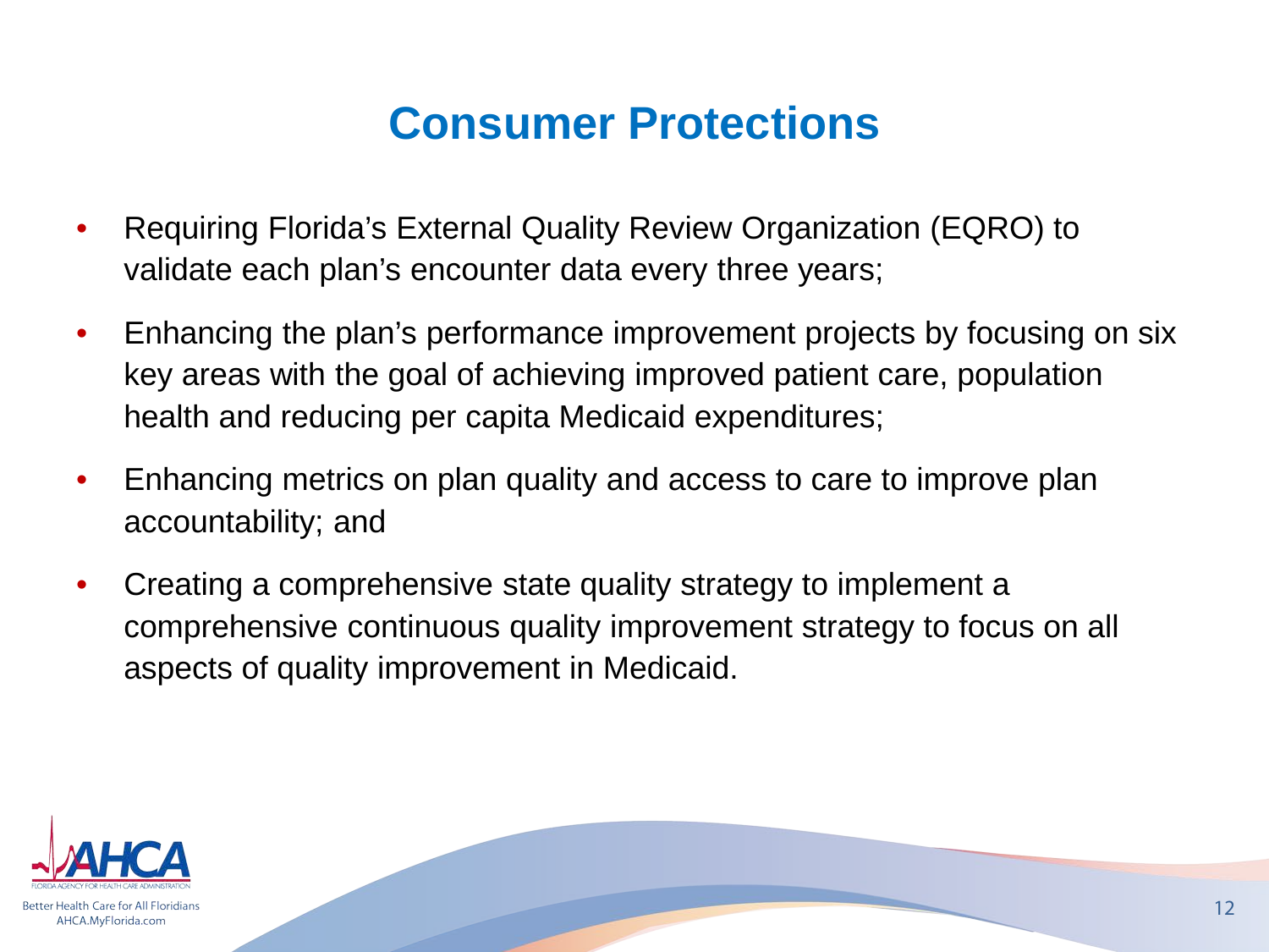# Consumer Protections

- Requiring Florida's External Quality Review Organization (EQRO) to validate each plan's encounter data every three years;
- Enhancing the plan's performance improvement projects by focusing on six key areas with the goal of achieving improved patient care, population health and reducing per capita Medicaid expenditures;
- Enhancing metrics on plan quality and access to care to improve plan accountability; and
- Creating a comprehensive state quality strategy to implement a comprehensive continuous quality improvement strategy to focus on all aspects of quality improvement in Medicaid.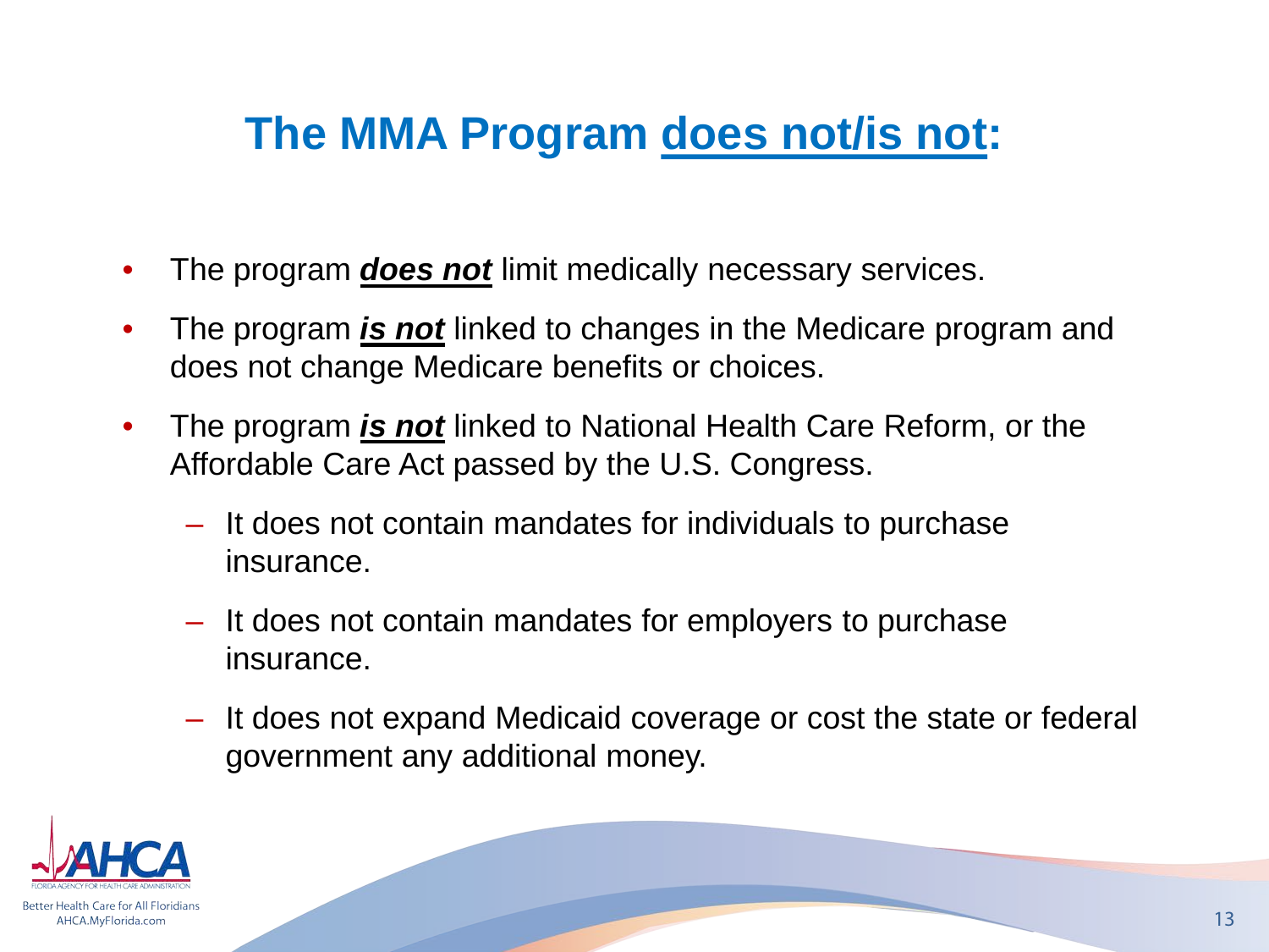# The MMA Program does not/is not:

- The program ***does not*** limit medically necessary services.
- The program ***is not*** linked to changes in the Medicare program and does not change Medicare benefits or choices.
- The program ***is not*** linked to National Health Care Reform, or the Affordable Care Act passed by the U.S. Congress.
  - It does not contain mandates for individuals to purchase insurance.
  - It does not contain mandates for employers to purchase insurance.
  - It does not expand Medicaid coverage or cost the state or federal government any additional money.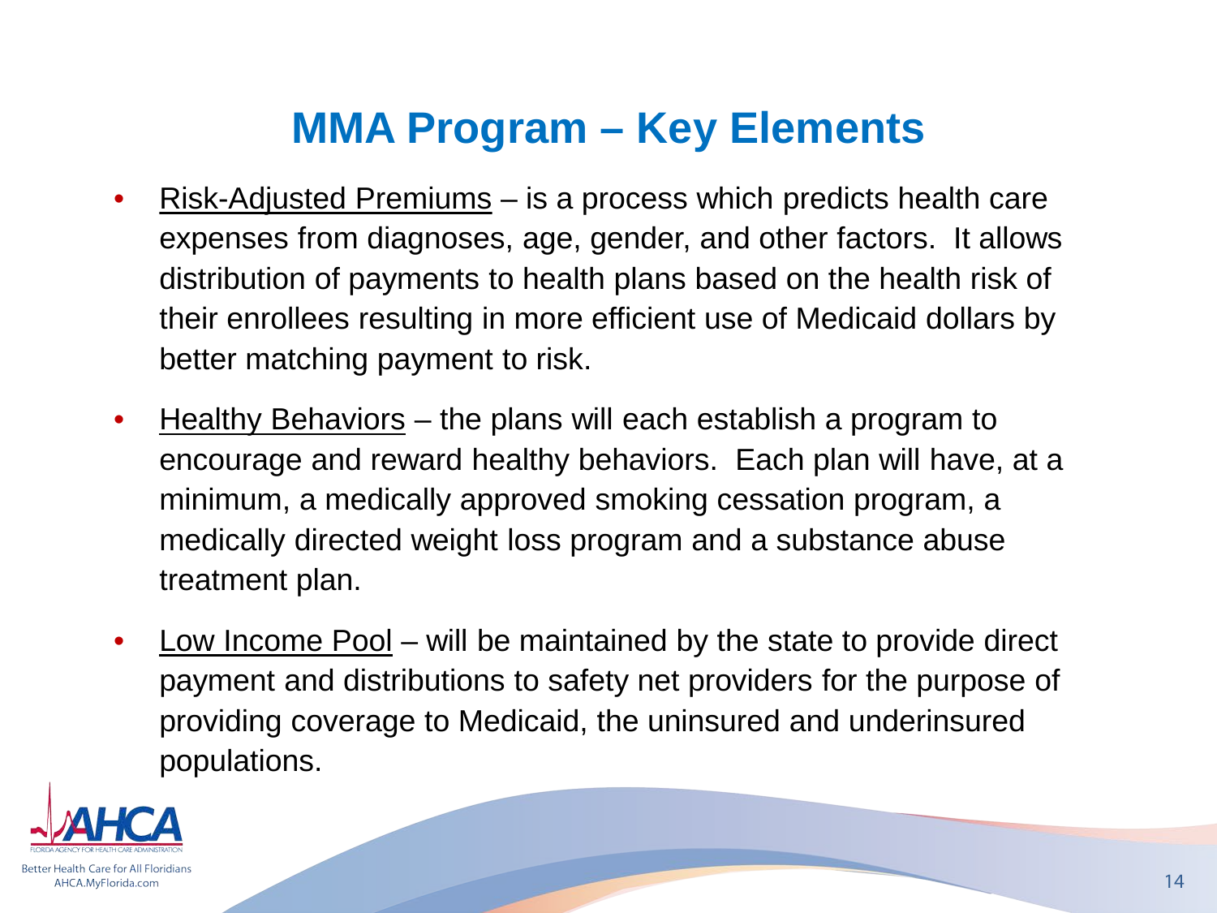# MMA Program – Key Elements

- <u>Risk-Adjusted Premiums</u> – is a process which predicts health care expenses from diagnoses, age, gender, and other factors. It allows distribution of payments to health plans based on the health risk of their enrollees resulting in more efficient use of Medicaid dollars by better matching payment to risk.
- <u>Healthy Behaviors</u> – the plans will each establish a program to encourage and reward healthy behaviors. Each plan will have, at a minimum, a medically approved smoking cessation program, a medically directed weight loss program and a substance abuse treatment plan.
- <u>Low Income Pool</u> – will be maintained by the state to provide direct payment and distributions to safety net providers for the purpose of providing coverage to Medicaid, the uninsured and underinsured populations.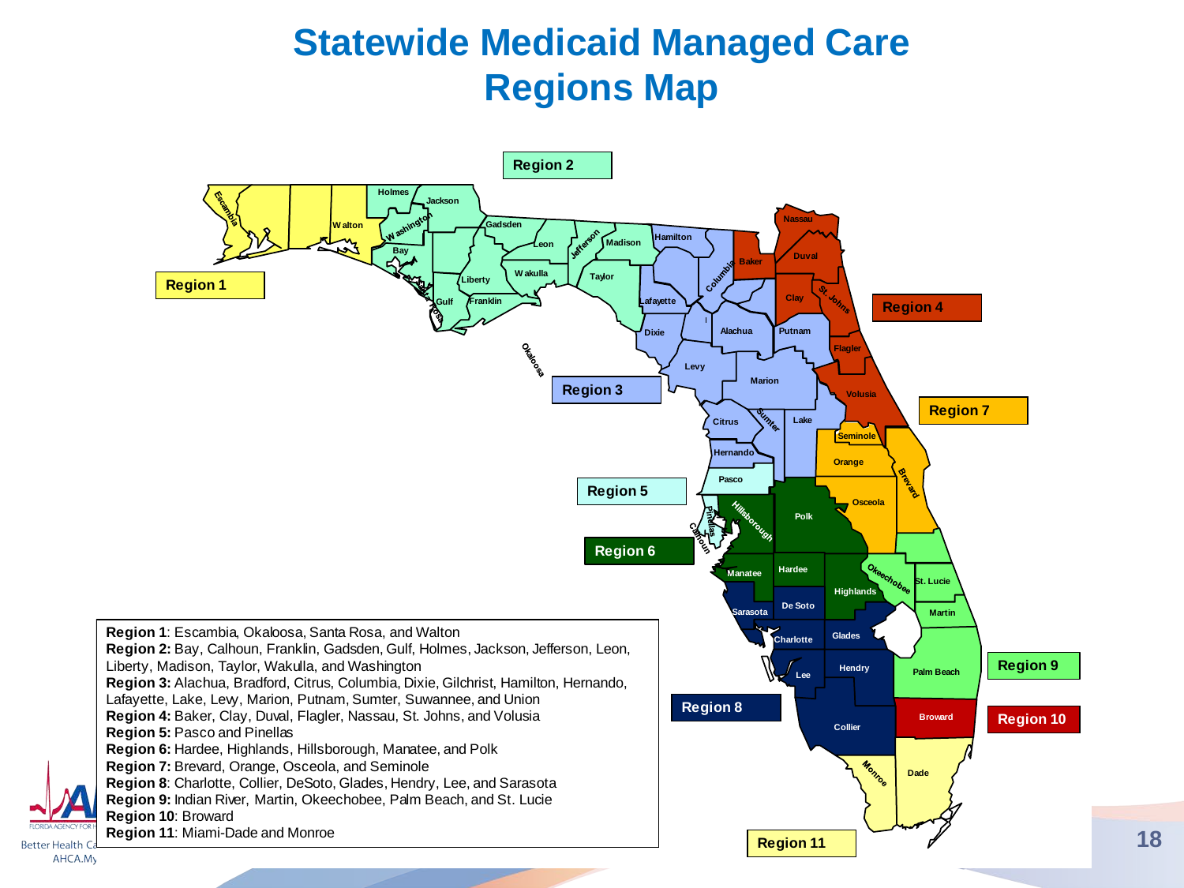# Statewide Medicaid Managed Care Regions Map

**Region 1**: Escambia, Okaloosa, Santa Rosa, and Walton
**Region 2:** Bay, Calhoun, Franklin, Gadsden, Gulf, Holmes, Jackson, Jefferson, Leon, Liberty, Madison, Taylor, Wakulla, and Washington
**Region 3:** Alachua, Bradford, Citrus, Columbia, Dixie, Gilchrist, Hamilton, Hernando, Lafayette, Lake, Levy, Marion, Putnam, Sumter, Suwannee, and Union
**Region 4:** Baker, Clay, Duval, Flagler, Nassau, St. Johns, and Volusia
**Region 5:** Pasco and Pinellas
**Region 6:** Hardee, Highlands, Hillsborough, Manatee, and Polk
**Region 7:** Brevard, Orange, Osceola, and Seminole
**Region 8**: Charlotte, Collier, DeSoto, Glades, Hendry, Lee, and Sarasota
**Region 9:** Indian River, Martin, Okeechobee, Palm Beach, and St. Lucie
**Region 10**: Broward
**Region 11**: Miami-Dade and Monroe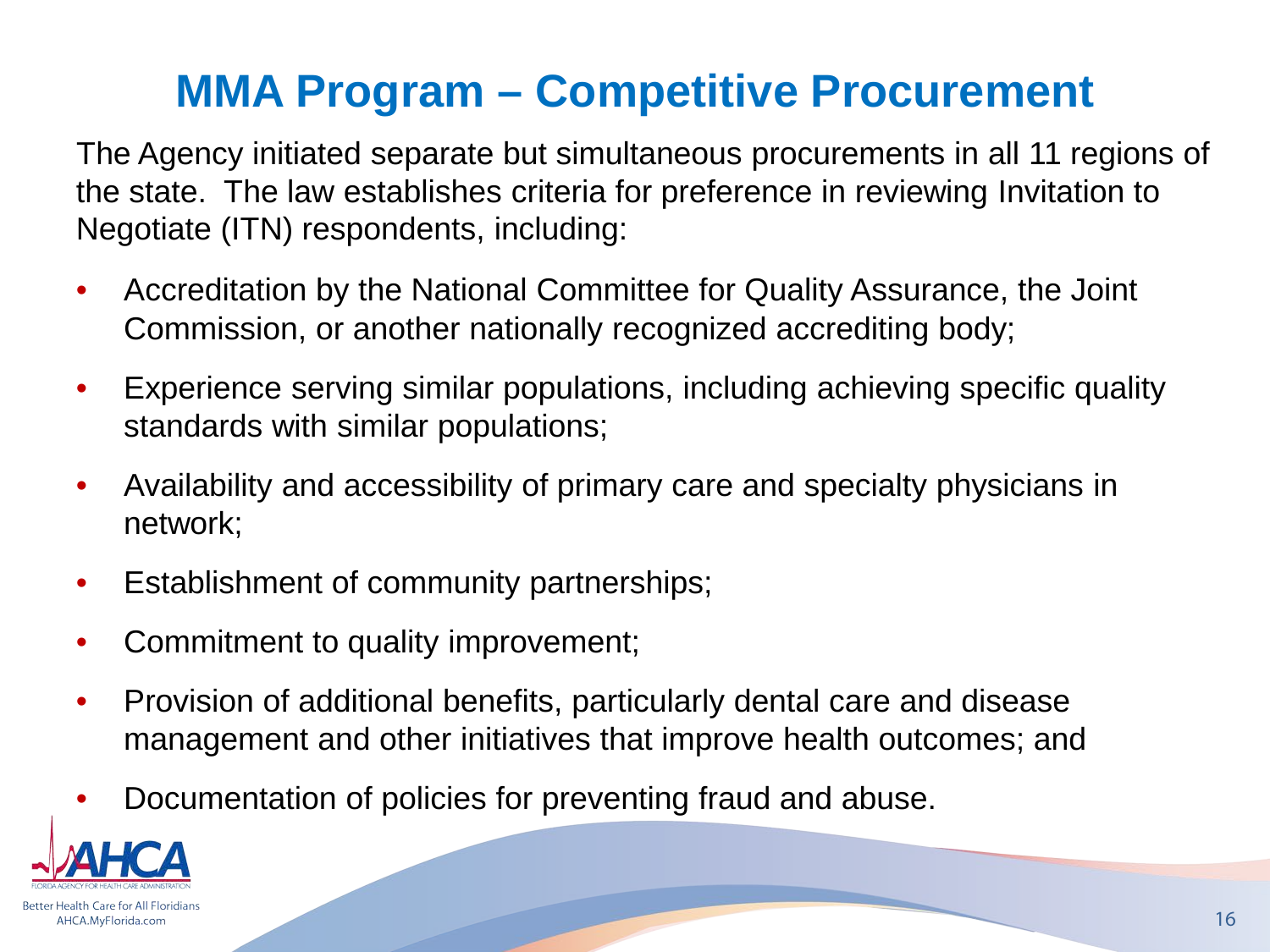# MMA Program – Competitive Procurement

The Agency initiated separate but simultaneous procurements in all 11 regions of the state. The law establishes criteria for preference in reviewing Invitation to Negotiate (ITN) respondents, including:

- Accreditation by the National Committee for Quality Assurance, the Joint Commission, or another nationally recognized accrediting body;
- Experience serving similar populations, including achieving specific quality standards with similar populations;
- Availability and accessibility of primary care and specialty physicians in network;
- Establishment of community partnerships;
- Commitment to quality improvement;
- Provision of additional benefits, particularly dental care and disease management and other initiatives that improve health outcomes; and
- Documentation of policies for preventing fraud and abuse.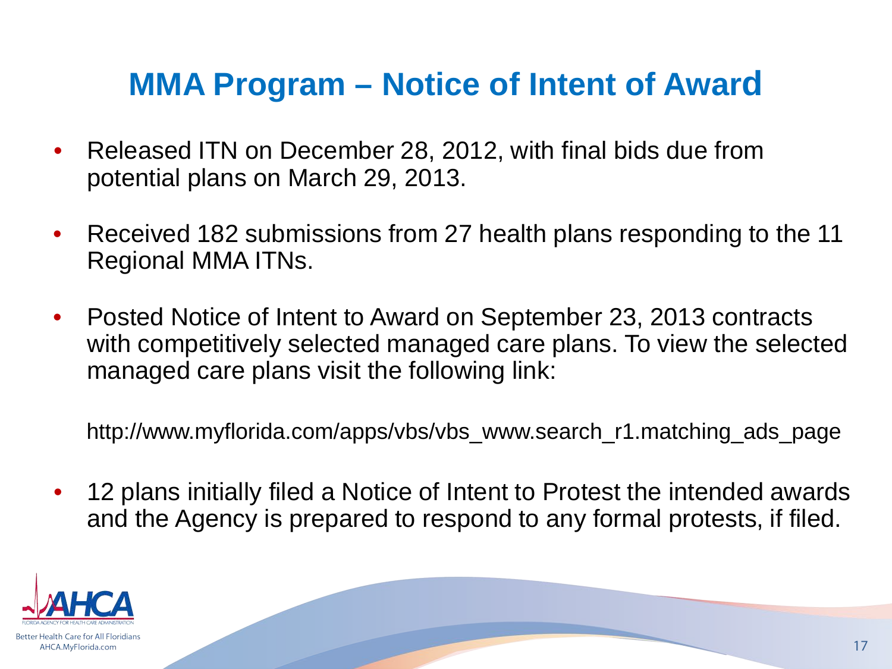# MMA Program – Notice of Intent of Award

- Released ITN on December 28, 2012, with final bids due from potential plans on March 29, 2013.

- Received 182 submissions from 27 health plans responding to the 11 Regional MMA ITNs.

- Posted Notice of Intent to Award on September 23, 2013 contracts with competitively selected managed care plans. To view the selected managed care plans visit the following link:

  http://www.myflorida.com/apps/vbs/vbs_www.search_r1.matching_ads_page

- 12 plans initially filed a Notice of Intent to Protest the intended awards and the Agency is prepared to respond to any formal protests, if filed.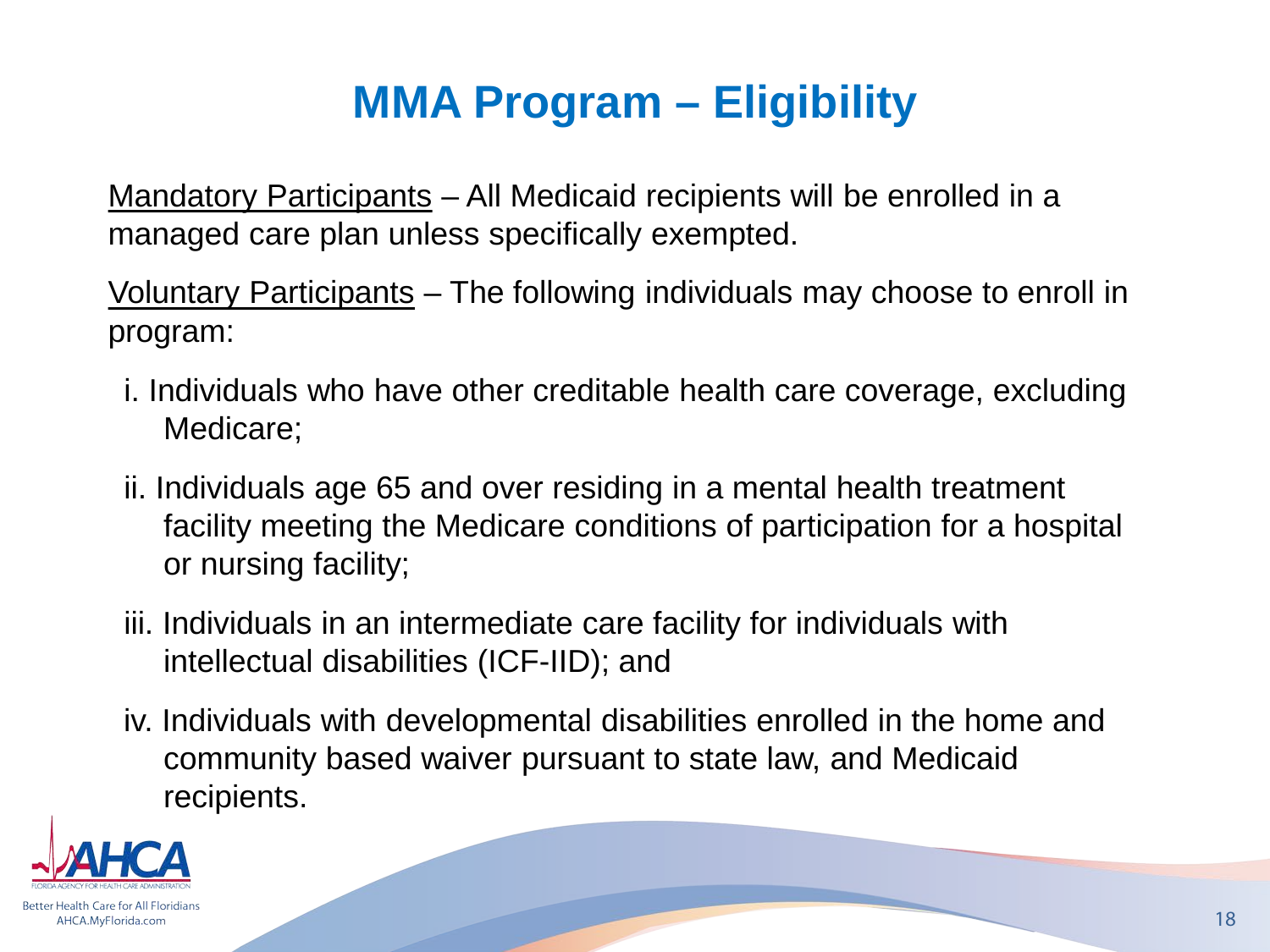# MMA Program – Eligibility

Mandatory Participants – All Medicaid recipients will be enrolled in a managed care plan unless specifically exempted.

Voluntary Participants – The following individuals may choose to enroll in program:

i. Individuals who have other creditable health care coverage, excluding Medicare;

ii. Individuals age 65 and over residing in a mental health treatment facility meeting the Medicare conditions of participation for a hospital or nursing facility;

iii. Individuals in an intermediate care facility for individuals with intellectual disabilities (ICF-IID); and

iv. Individuals with developmental disabilities enrolled in the home and community based waiver pursuant to state law, and Medicaid recipients.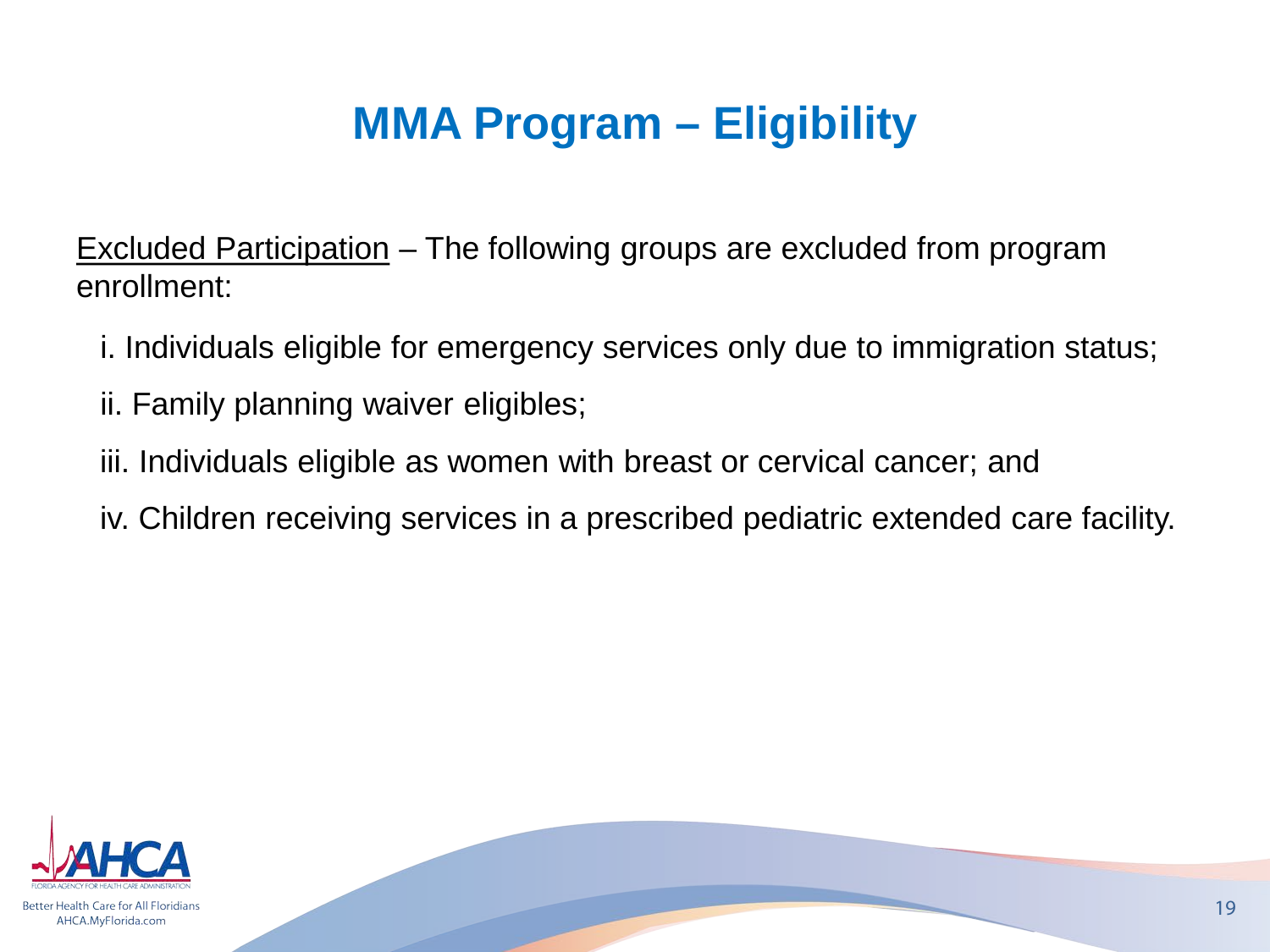# MMA Program – Eligibility

Excluded Participation – The following groups are excluded from program enrollment:

i. Individuals eligible for emergency services only due to immigration status;

ii. Family planning waiver eligibles;

iii. Individuals eligible as women with breast or cervical cancer; and

iv. Children receiving services in a prescribed pediatric extended care facility.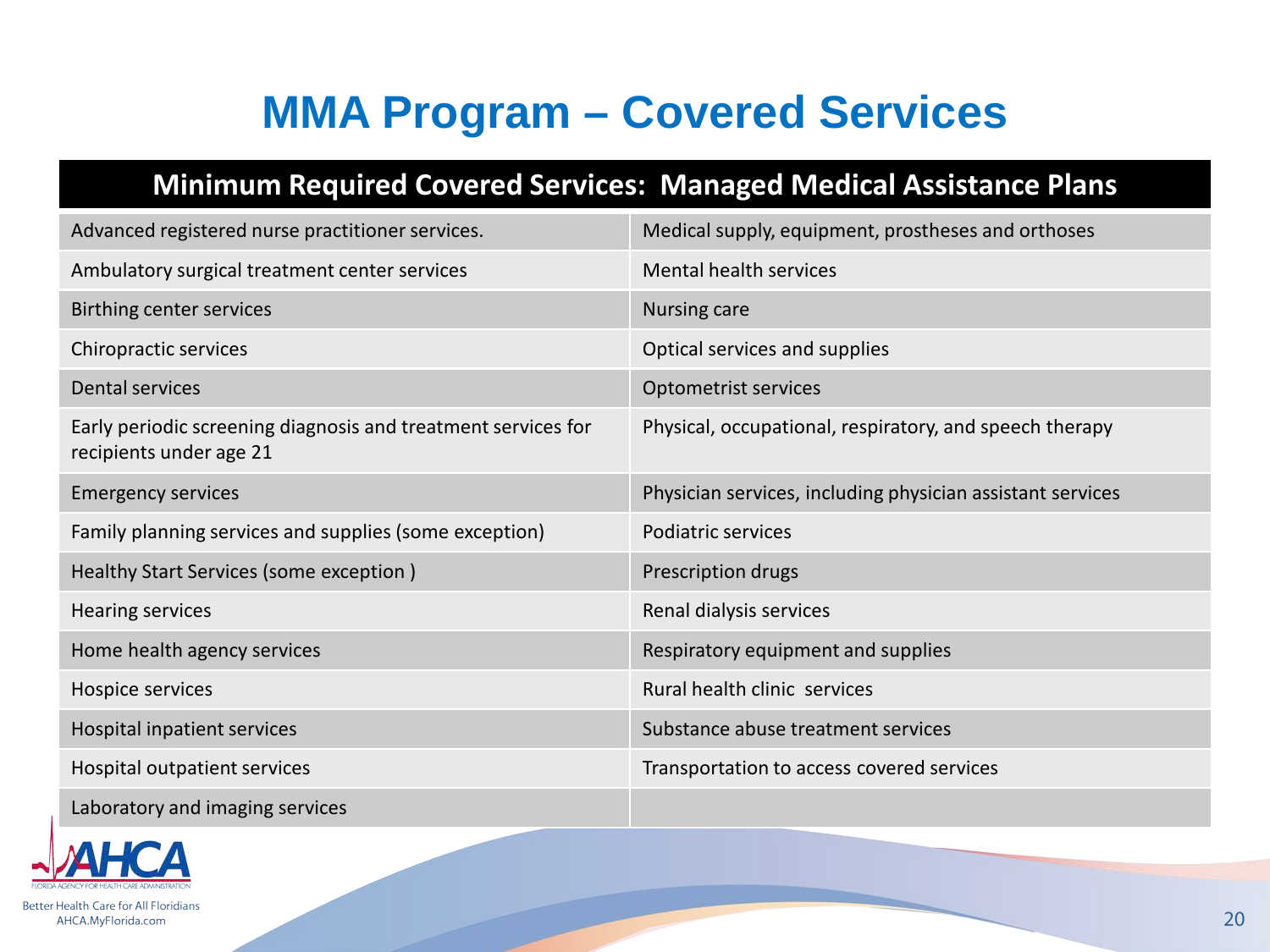# MMA Program – Covered Services

| Minimum Required Covered Services: Managed Medical Assistance Plans | |
|---|---|
| Advanced registered nurse practitioner services. | Medical supply, equipment, prostheses and orthoses |
| Ambulatory surgical treatment center services | Mental health services |
| Birthing center services | Nursing care |
| Chiropractic services | Optical services and supplies |
| Dental services | Optometrist services |
| Early periodic screening diagnosis and treatment services for recipients under age 21 | Physical, occupational, respiratory, and speech therapy |
| Emergency services | Physician services, including physician assistant services |
| Family planning services and supplies (some exception) | Podiatric services |
| Healthy Start Services (some exception ) | Prescription drugs |
| Hearing services | Renal dialysis services |
| Home health agency services | Respiratory equipment and supplies |
| Hospice services | Rural health clinic services |
| Hospital inpatient services | Substance abuse treatment services |
| Hospital outpatient services | Transportation to access covered services |
| Laboratory and imaging services | |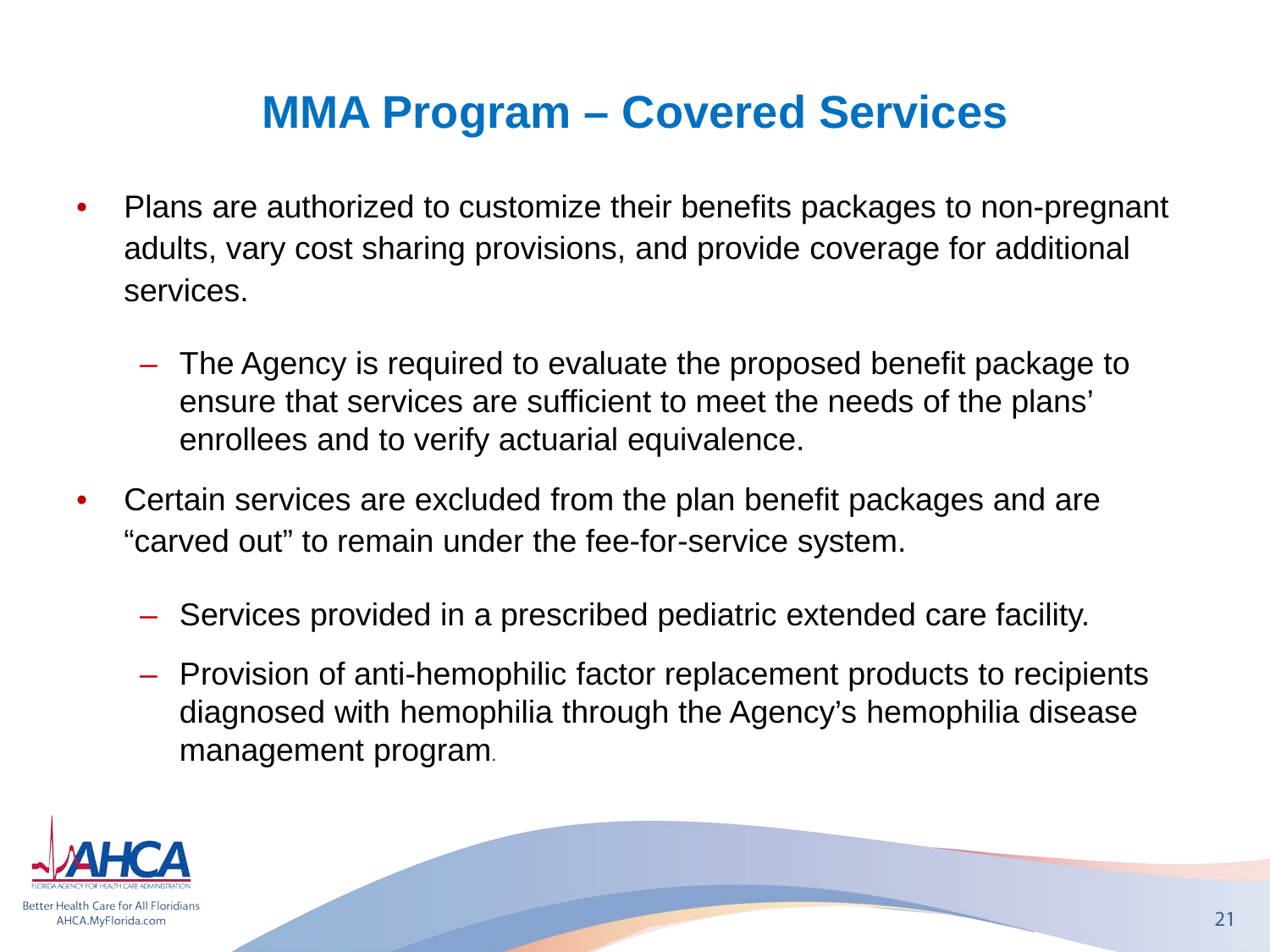# MMA Program – Covered Services

- Plans are authorized to customize their benefits packages to non-pregnant adults, vary cost sharing provisions, and provide coverage for additional services.
  - The Agency is required to evaluate the proposed benefit package to ensure that services are sufficient to meet the needs of the plans' enrollees and to verify actuarial equivalence.
- Certain services are excluded from the plan benefit packages and are "carved out" to remain under the fee-for-service system.
  - Services provided in a prescribed pediatric extended care facility.
  - Provision of anti-hemophilic factor replacement products to recipients diagnosed with hemophilia through the Agency's hemophilia disease management program.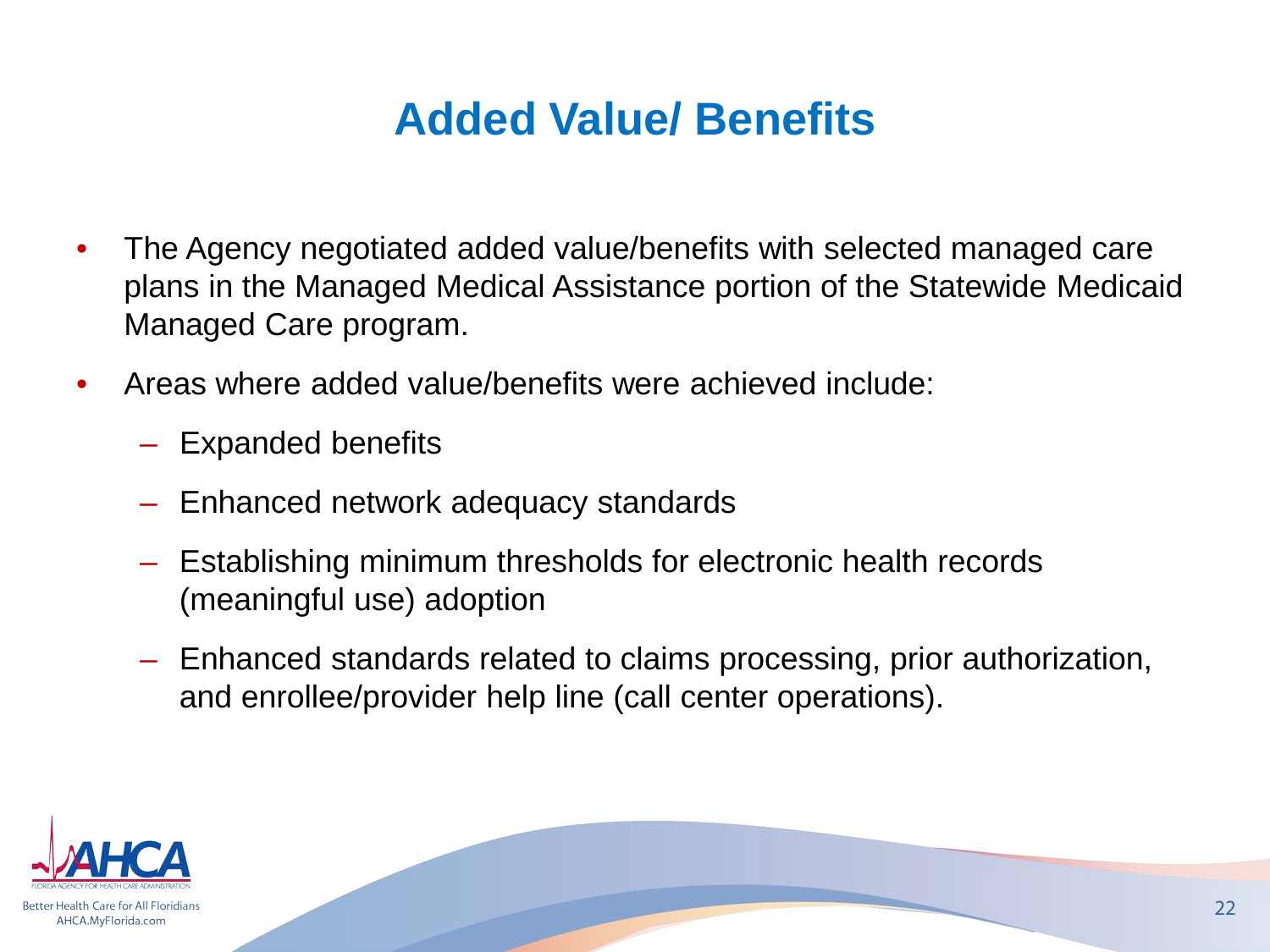# Added Value/ Benefits

- The Agency negotiated added value/benefits with selected managed care plans in the Managed Medical Assistance portion of the Statewide Medicaid Managed Care program.
- Areas where added value/benefits were achieved include:
  - Expanded benefits
  - Enhanced network adequacy standards
  - Establishing minimum thresholds for electronic health records (meaningful use) adoption
  - Enhanced standards related to claims processing, prior authorization, and enrollee/provider help line (call center operations).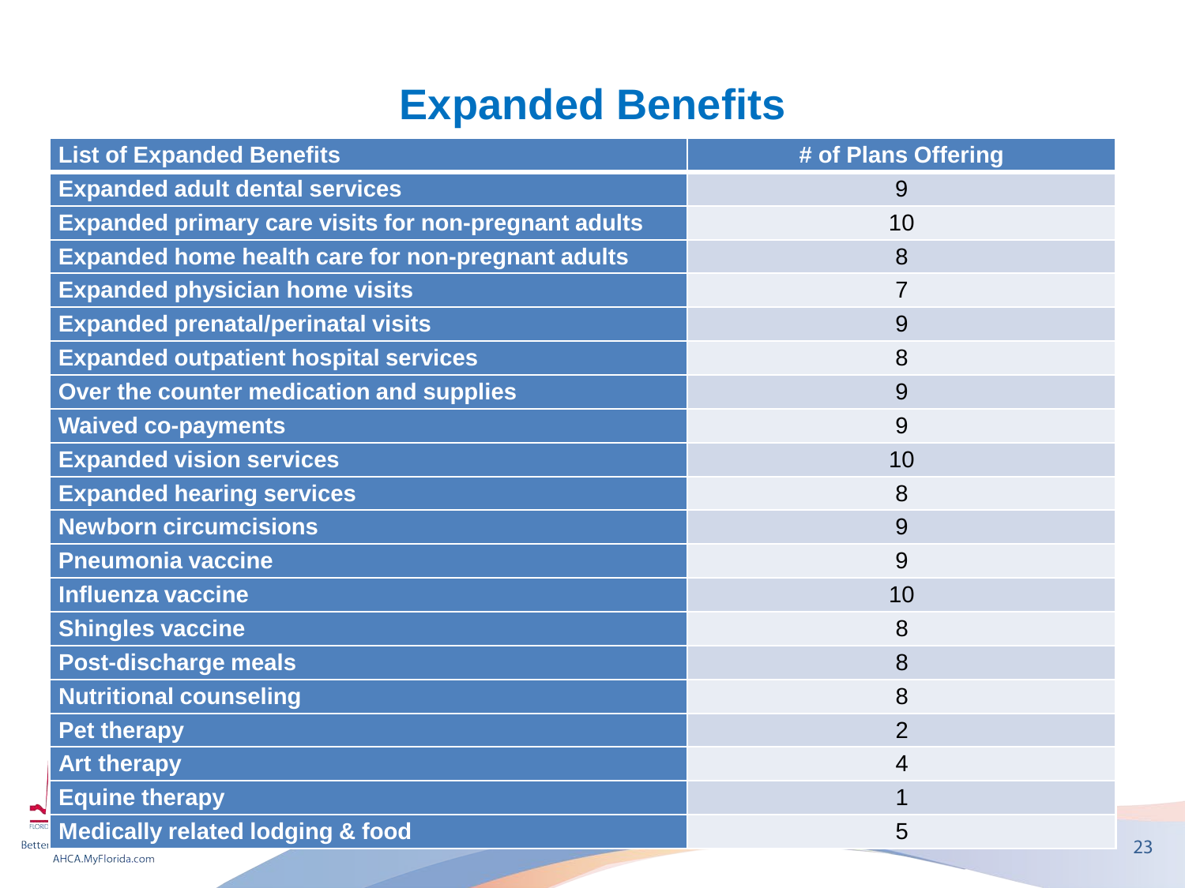# Expanded Benefits

| List of Expanded Benefits | # of Plans Offering |
|---|---|
| Expanded adult dental services | 9 |
| Expanded primary care visits for non-pregnant adults | 10 |
| Expanded home health care for non-pregnant adults | 8 |
| Expanded physician home visits | 7 |
| Expanded prenatal/perinatal visits | 9 |
| Expanded outpatient hospital services | 8 |
| Over the counter medication and supplies | 9 |
| Waived co-payments | 9 |
| Expanded vision services | 10 |
| Expanded hearing services | 8 |
| Newborn circumcisions | 9 |
| Pneumonia vaccine | 9 |
| Influenza vaccine | 10 |
| Shingles vaccine | 8 |
| Post-discharge meals | 8 |
| Nutritional counseling | 8 |
| Pet therapy | 2 |
| Art therapy | 4 |
| Equine therapy | 1 |
| Medically related lodging & food | 5 |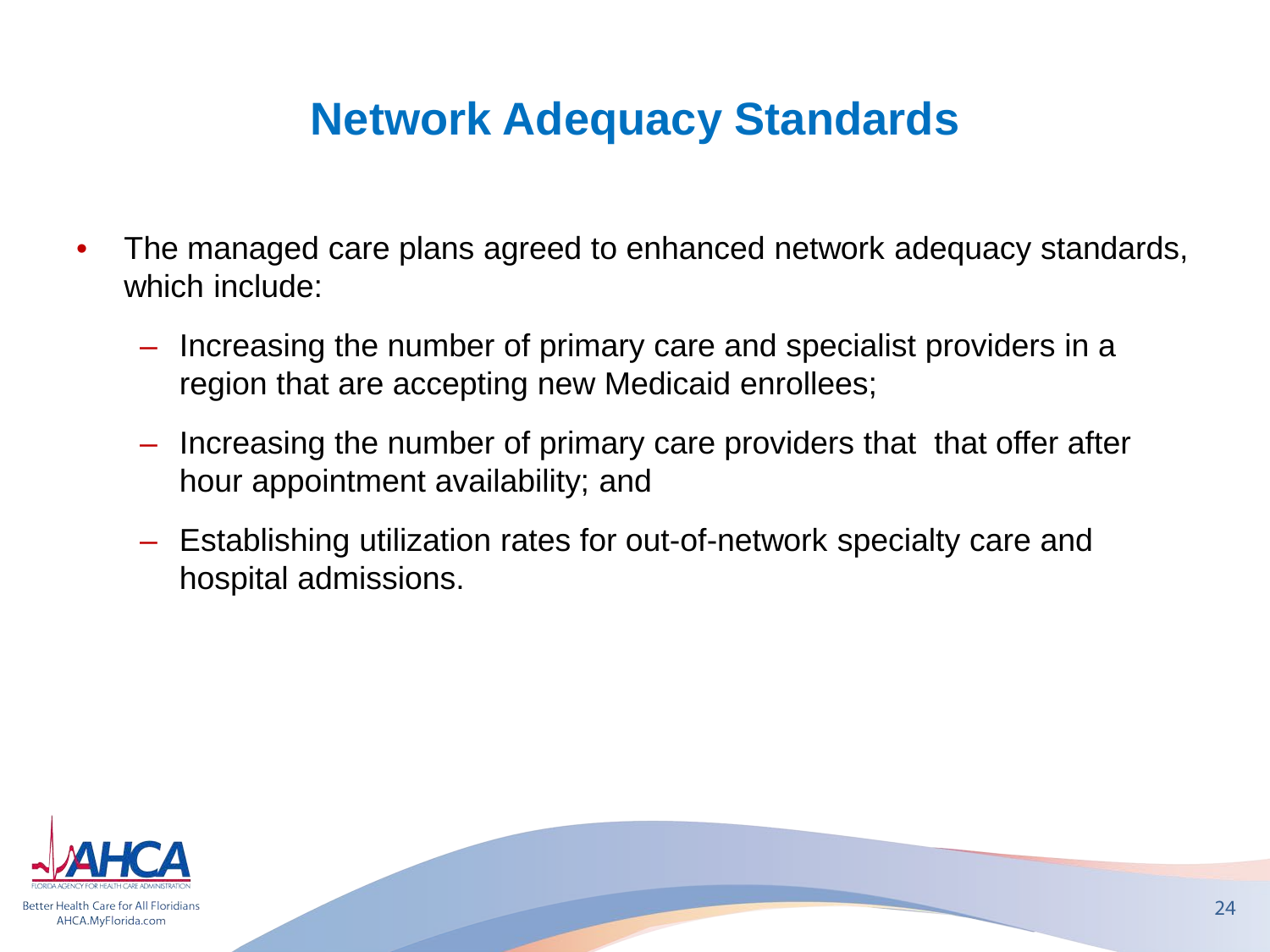# Network Adequacy Standards

- The managed care plans agreed to enhanced network adequacy standards, which include:
  - Increasing the number of primary care and specialist providers in a region that are accepting new Medicaid enrollees;
  - Increasing the number of primary care providers that  that offer after hour appointment availability; and
  - Establishing utilization rates for out-of-network specialty care and hospital admissions.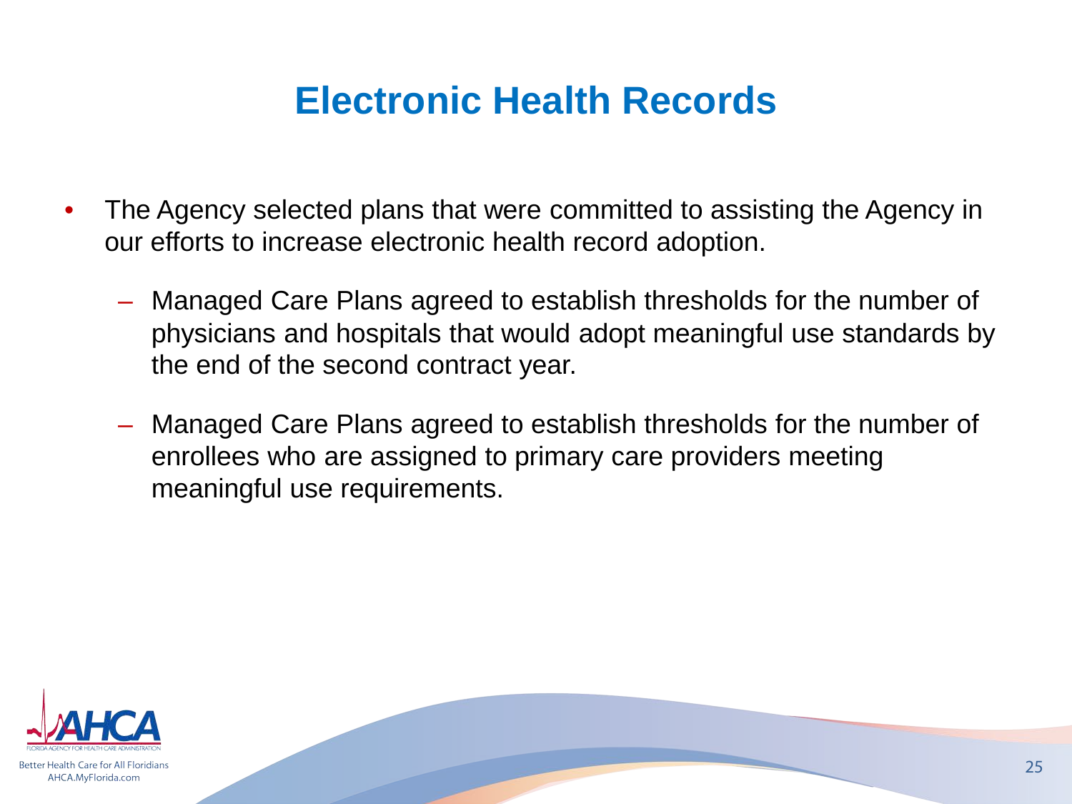# Electronic Health Records

- The Agency selected plans that were committed to assisting the Agency in our efforts to increase electronic health record adoption.
  - Managed Care Plans agreed to establish thresholds for the number of physicians and hospitals that would adopt meaningful use standards by the end of the second contract year.
  - Managed Care Plans agreed to establish thresholds for the number of enrollees who are assigned to primary care providers meeting meaningful use requirements.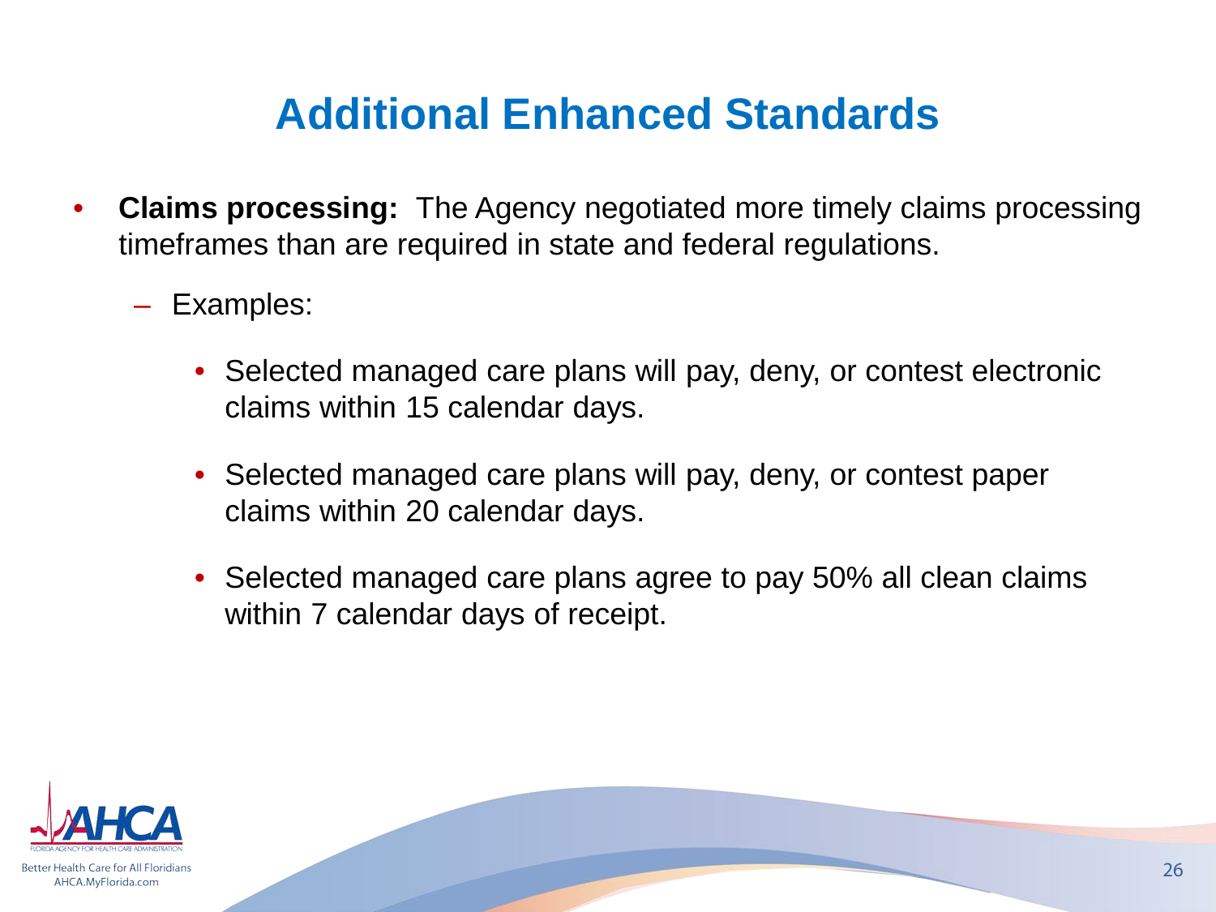# Additional Enhanced Standards

- **Claims processing:** The Agency negotiated more timely claims processing timeframes than are required in state and federal regulations.
  - Examples:
    - Selected managed care plans will pay, deny, or contest electronic claims within 15 calendar days.
    - Selected managed care plans will pay, deny, or contest paper claims within 20 calendar days.
    - Selected managed care plans agree to pay 50% all clean claims within 7 calendar days of receipt.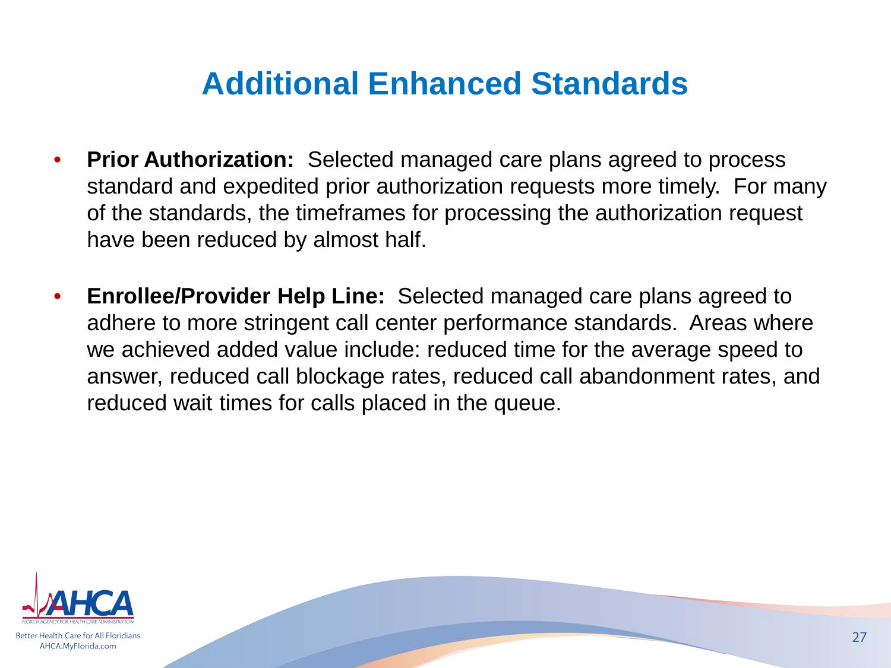# Additional Enhanced Standards

- **Prior Authorization:** Selected managed care plans agreed to process standard and expedited prior authorization requests more timely. For many of the standards, the timeframes for processing the authorization request have been reduced by almost half.

- **Enrollee/Provider Help Line:** Selected managed care plans agreed to adhere to more stringent call center performance standards. Areas where we achieved added value include: reduced time for the average speed to answer, reduced call blockage rates, reduced call abandonment rates, and reduced wait times for calls placed in the queue.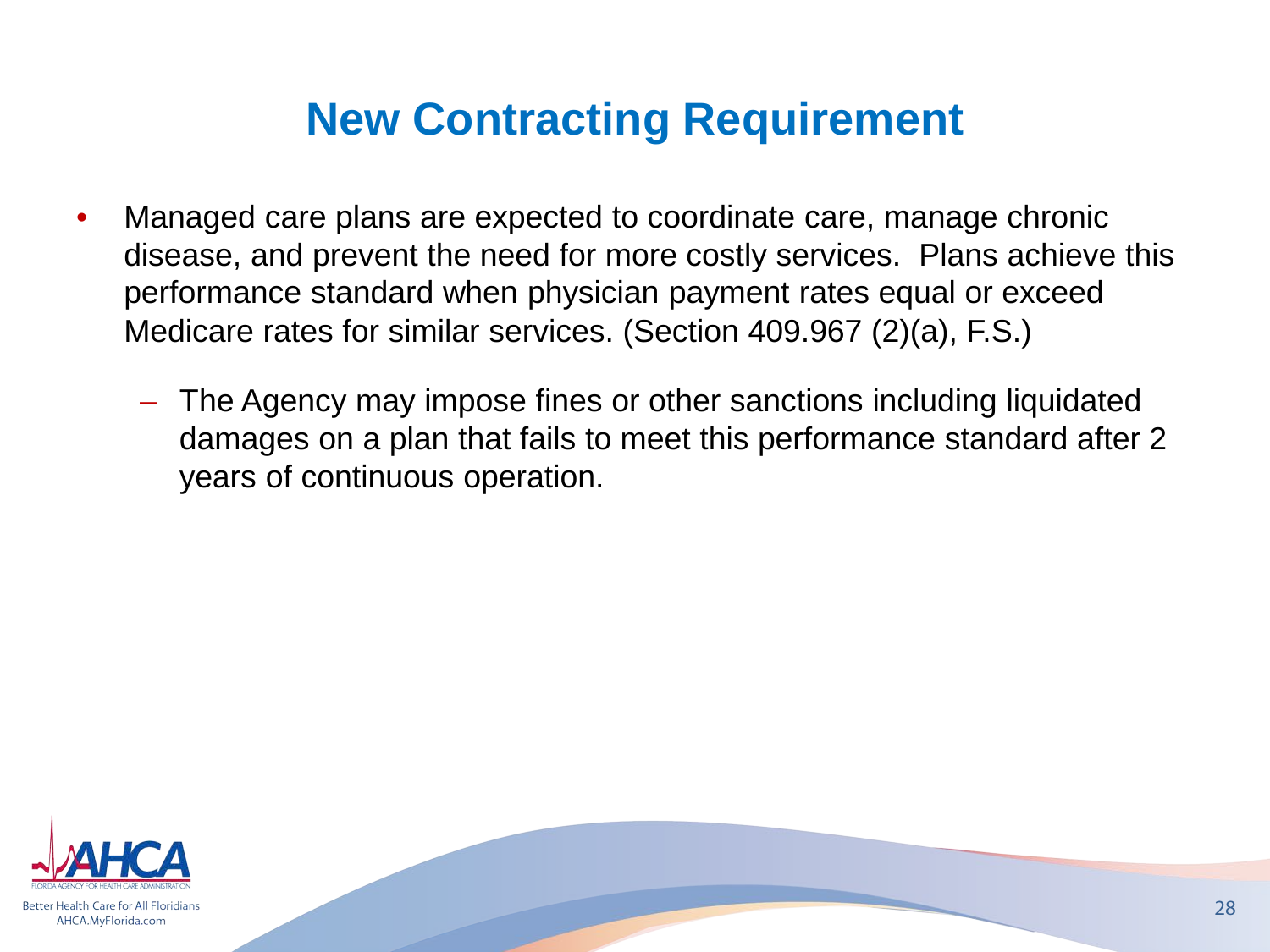# New Contracting Requirement

- Managed care plans are expected to coordinate care, manage chronic disease, and prevent the need for more costly services. Plans achieve this performance standard when physician payment rates equal or exceed Medicare rates for similar services. (Section 409.967 (2)(a), F.S.)
  - The Agency may impose fines or other sanctions including liquidated damages on a plan that fails to meet this performance standard after 2 years of continuous operation.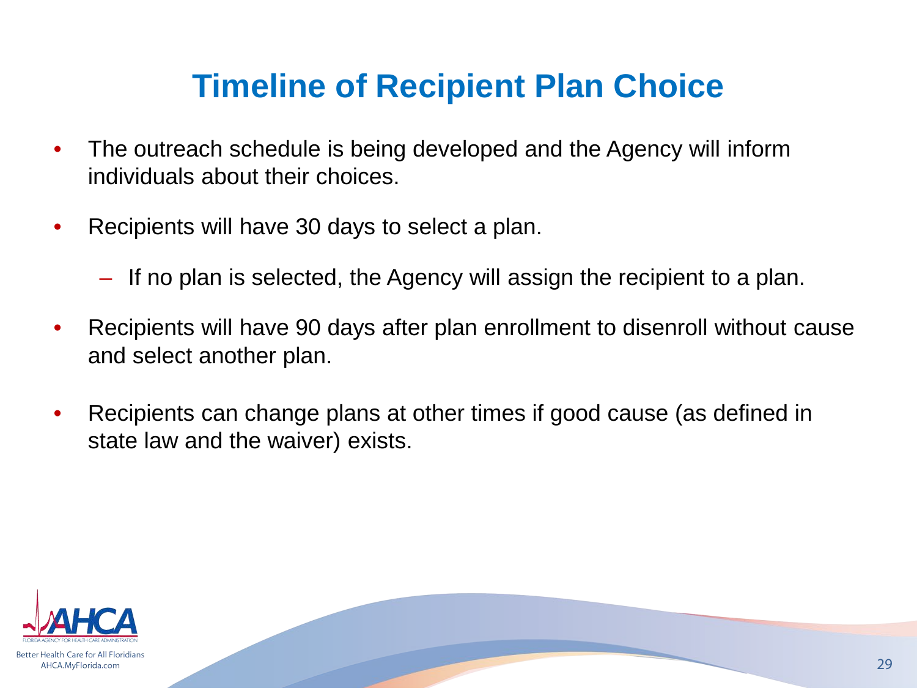# Timeline of Recipient Plan Choice

- The outreach schedule is being developed and the Agency will inform individuals about their choices.
- Recipients will have 30 days to select a plan.
  - If no plan is selected, the Agency will assign the recipient to a plan.
- Recipients will have 90 days after plan enrollment to disenroll without cause and select another plan.
- Recipients can change plans at other times if good cause (as defined in state law and the waiver) exists.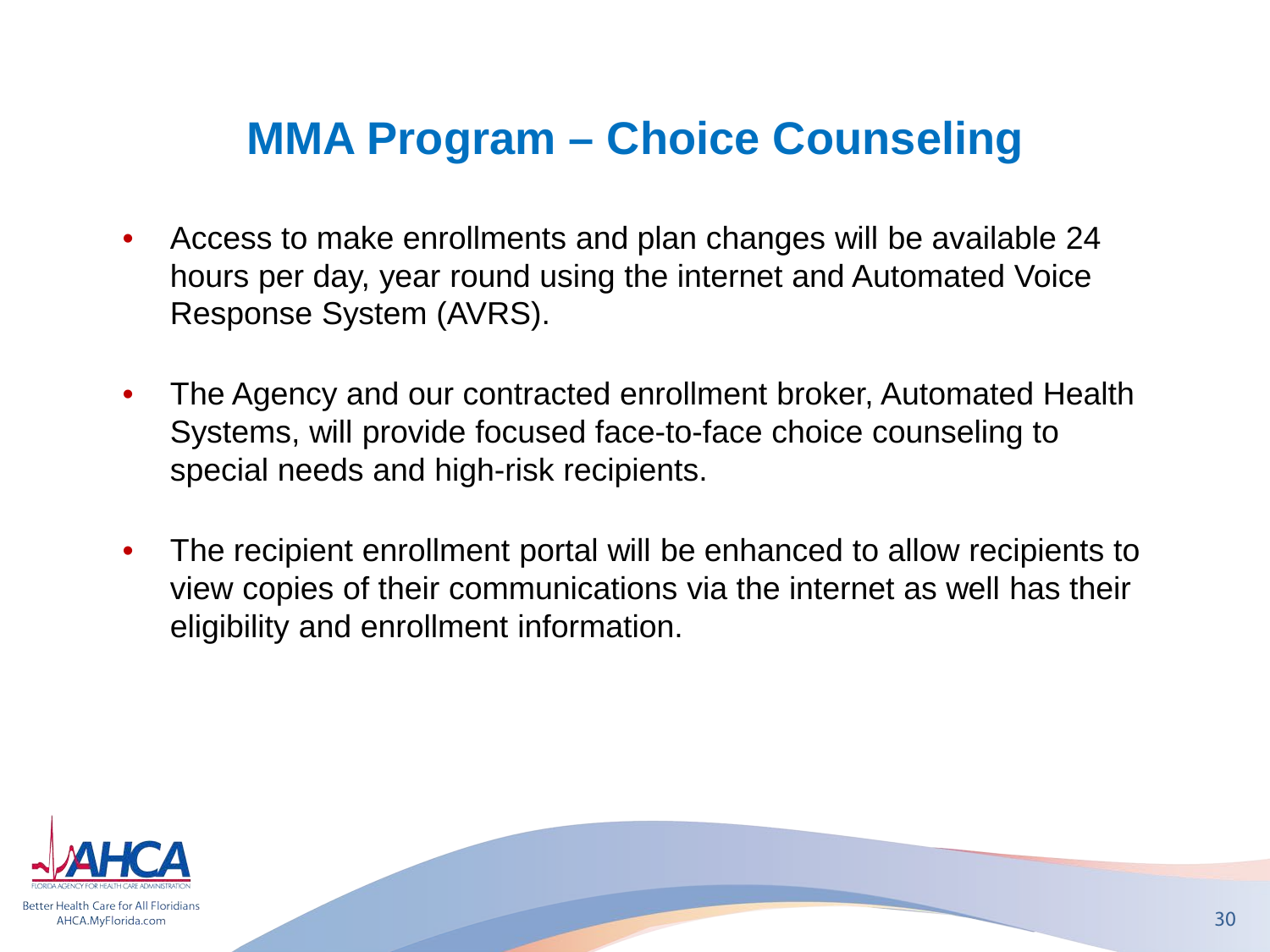# MMA Program – Choice Counseling

- Access to make enrollments and plan changes will be available 24 hours per day, year round using the internet and Automated Voice Response System (AVRS).
- The Agency and our contracted enrollment broker, Automated Health Systems, will provide focused face-to-face choice counseling to special needs and high-risk recipients.
- The recipient enrollment portal will be enhanced to allow recipients to view copies of their communications via the internet as well has their eligibility and enrollment information.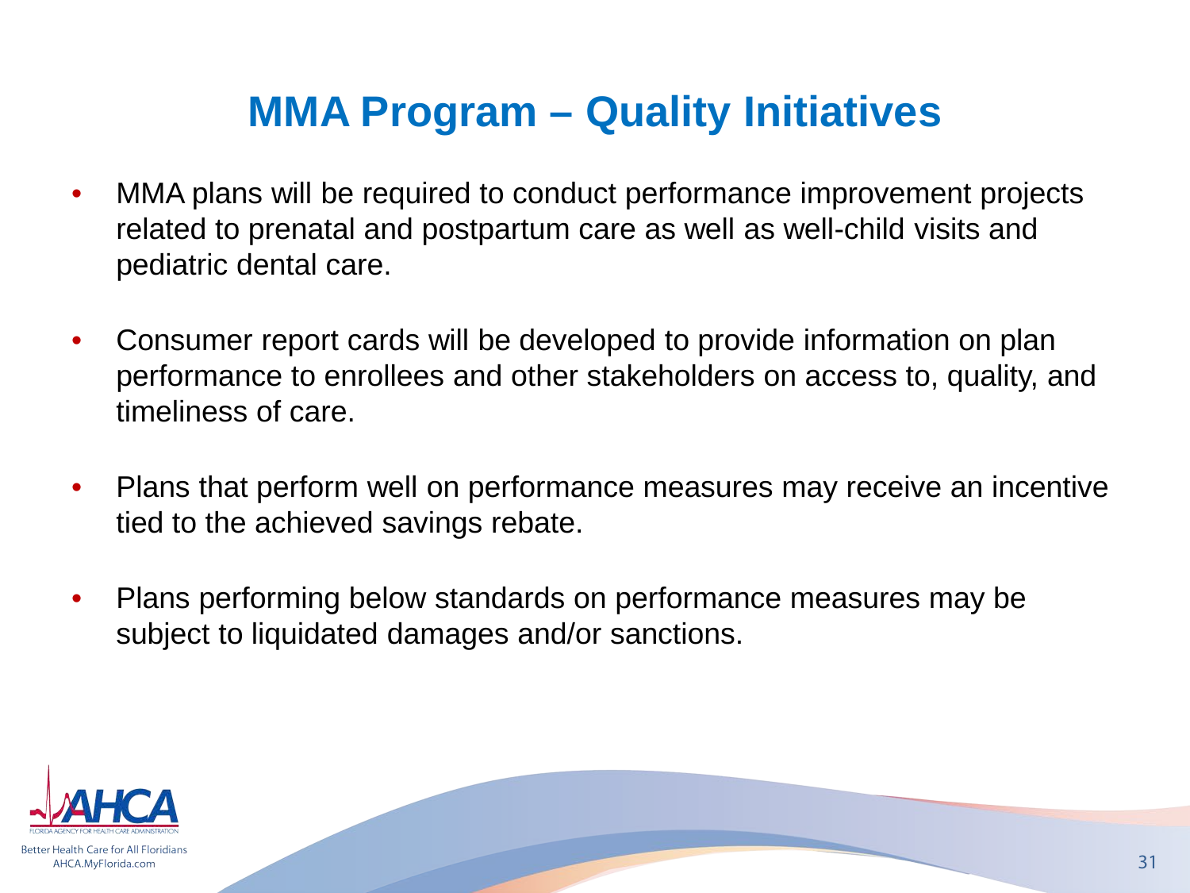# MMA Program – Quality Initiatives

- MMA plans will be required to conduct performance improvement projects related to prenatal and postpartum care as well as well-child visits and pediatric dental care.
- Consumer report cards will be developed to provide information on plan performance to enrollees and other stakeholders on access to, quality, and timeliness of care.
- Plans that perform well on performance measures may receive an incentive tied to the achieved savings rebate.
- Plans performing below standards on performance measures may be subject to liquidated damages and/or sanctions.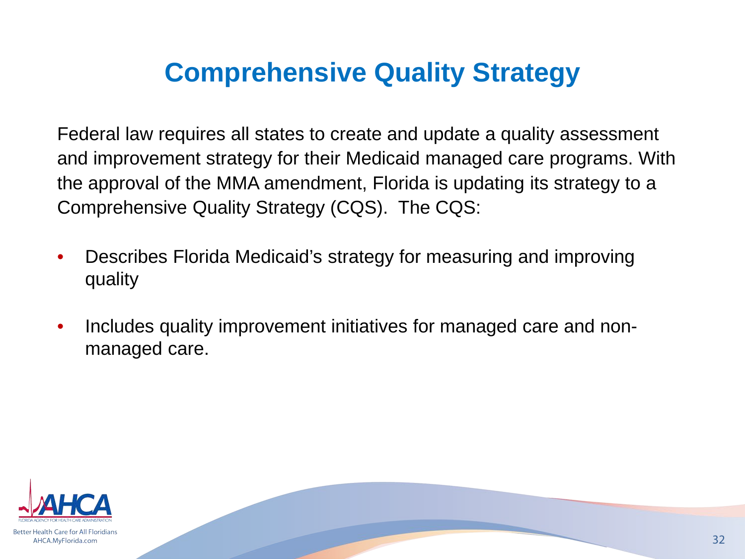# Comprehensive Quality Strategy

Federal law requires all states to create and update a quality assessment and improvement strategy for their Medicaid managed care programs. With the approval of the MMA amendment, Florida is updating its strategy to a Comprehensive Quality Strategy (CQS). The CQS:

- Describes Florida Medicaid's strategy for measuring and improving quality
- Includes quality improvement initiatives for managed care and non-managed care.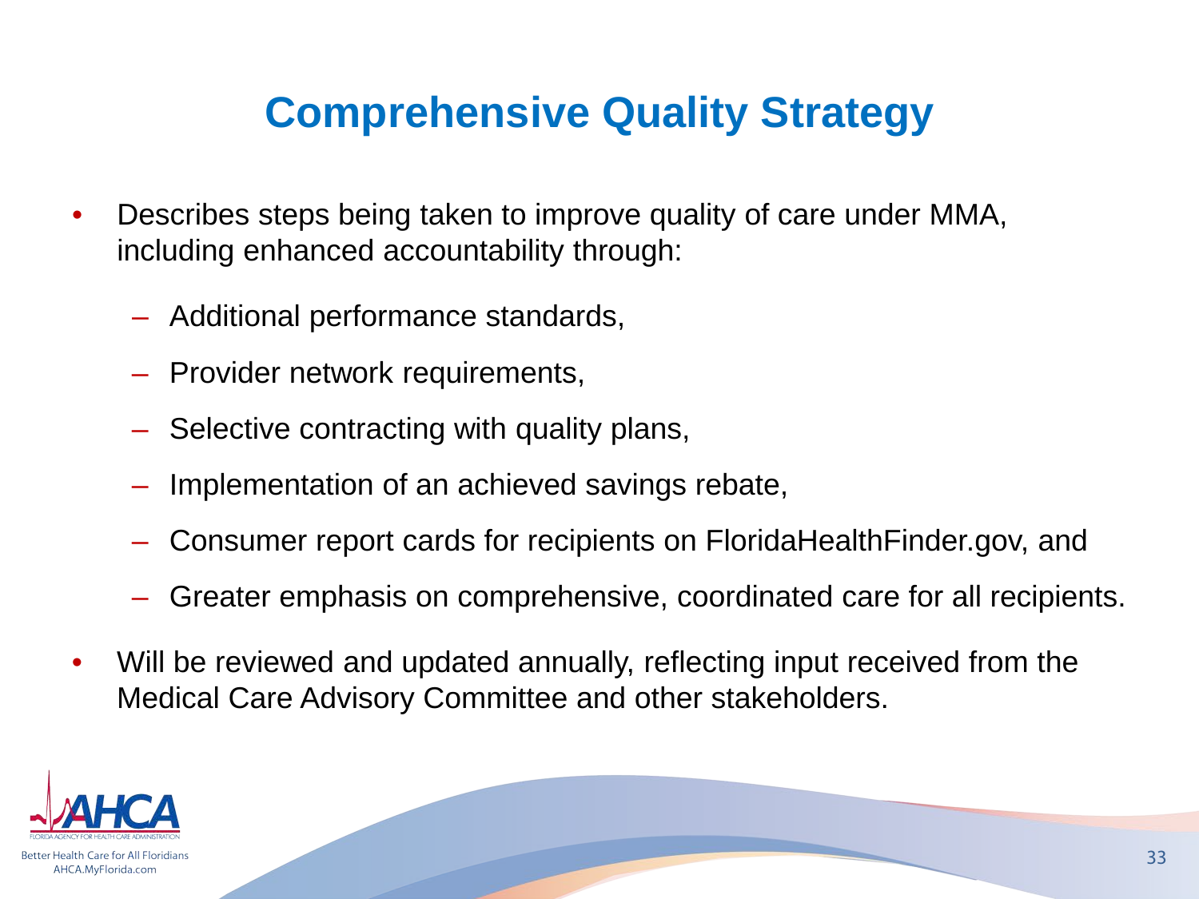# Comprehensive Quality Strategy

- Describes steps being taken to improve quality of care under MMA, including enhanced accountability through:
  - Additional performance standards,
  - Provider network requirements,
  - Selective contracting with quality plans,
  - Implementation of an achieved savings rebate,
  - Consumer report cards for recipients on FloridaHealthFinder.gov, and
  - Greater emphasis on comprehensive, coordinated care for all recipients.
- Will be reviewed and updated annually, reflecting input received from the Medical Care Advisory Committee and other stakeholders.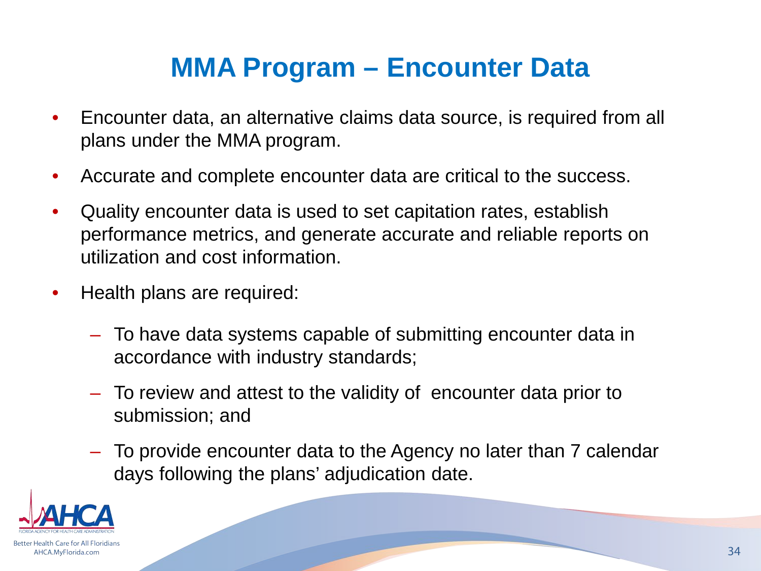# MMA Program – Encounter Data

- Encounter data, an alternative claims data source, is required from all plans under the MMA program.
- Accurate and complete encounter data are critical to the success.
- Quality encounter data is used to set capitation rates, establish performance metrics, and generate accurate and reliable reports on utilization and cost information.
- Health plans are required:
  - To have data systems capable of submitting encounter data in accordance with industry standards;
  - To review and attest to the validity of encounter data prior to submission; and
  - To provide encounter data to the Agency no later than 7 calendar days following the plans' adjudication date.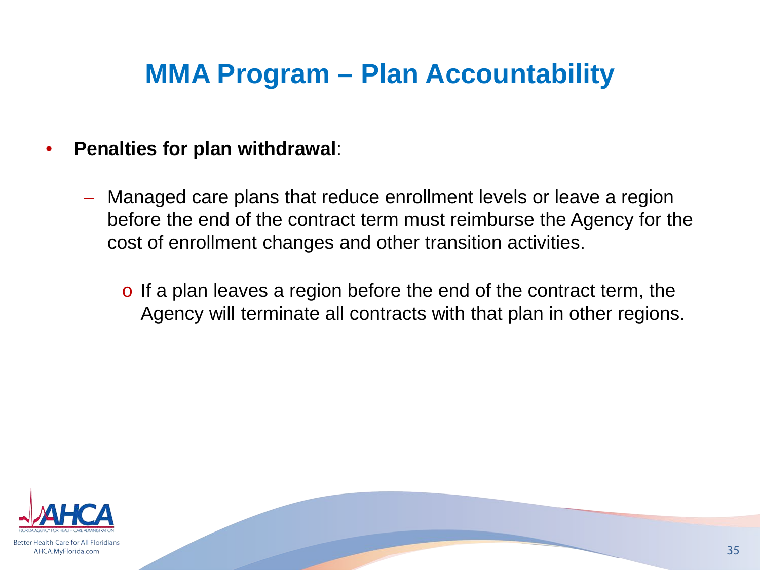# MMA Program – Plan Accountability

- **Penalties for plan withdrawal**:
  - Managed care plans that reduce enrollment levels or leave a region before the end of the contract term must reimburse the Agency for the cost of enrollment changes and other transition activities.
    - If a plan leaves a region before the end of the contract term, the Agency will terminate all contracts with that plan in other regions.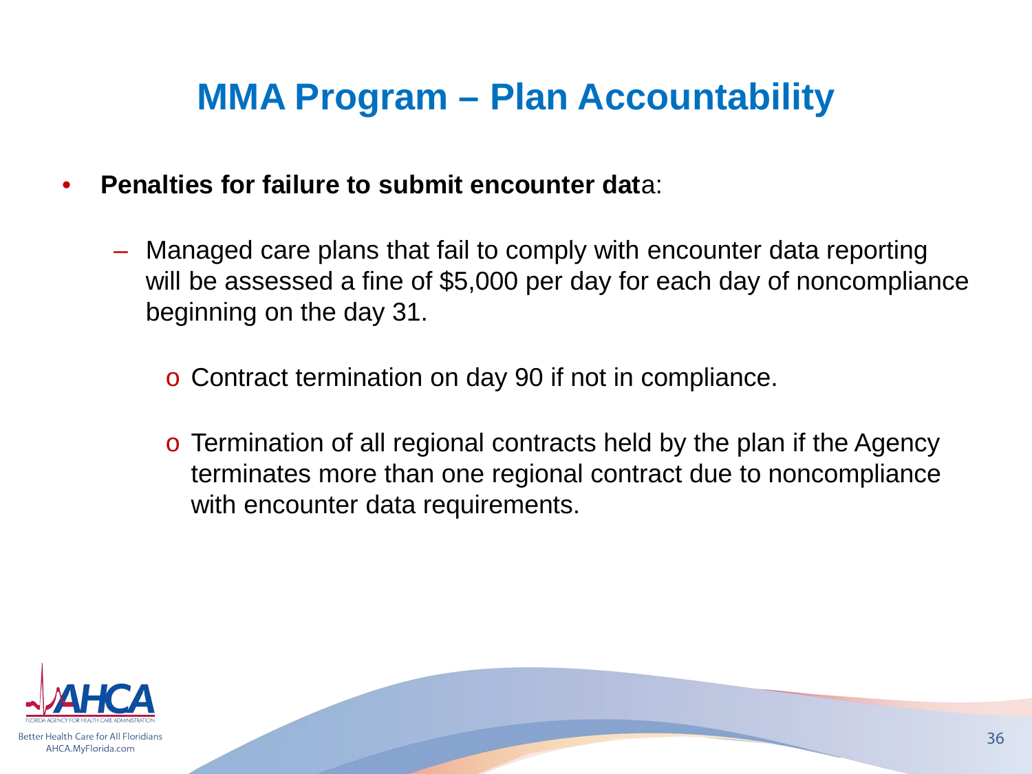# MMA Program – Plan Accountability

- **Penalties for failure to submit encounter dat**a:
  - Managed care plans that fail to comply with encounter data reporting will be assessed a fine of $5,000 per day for each day of noncompliance beginning on the day 31.
    - Contract termination on day 90 if not in compliance.
    - Termination of all regional contracts held by the plan if the Agency terminates more than one regional contract due to noncompliance with encounter data requirements.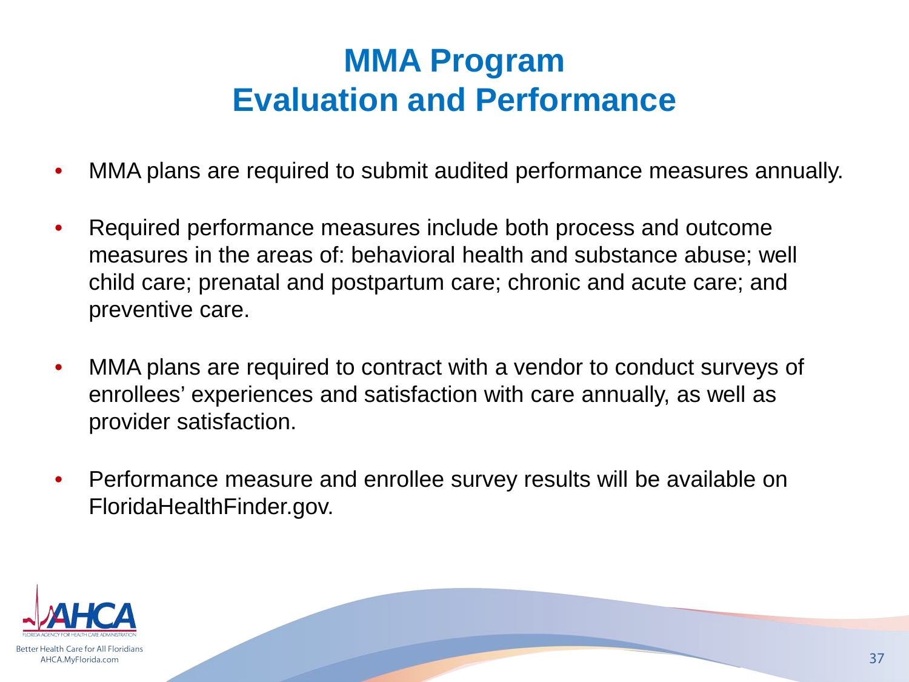# MMA Program
# Evaluation and Performance

- MMA plans are required to submit audited performance measures annually.
- Required performance measures include both process and outcome measures in the areas of: behavioral health and substance abuse; well child care; prenatal and postpartum care; chronic and acute care; and preventive care.
- MMA plans are required to contract with a vendor to conduct surveys of enrollees' experiences and satisfaction with care annually, as well as provider satisfaction.
- Performance measure and enrollee survey results will be available on FloridaHealthFinder.gov.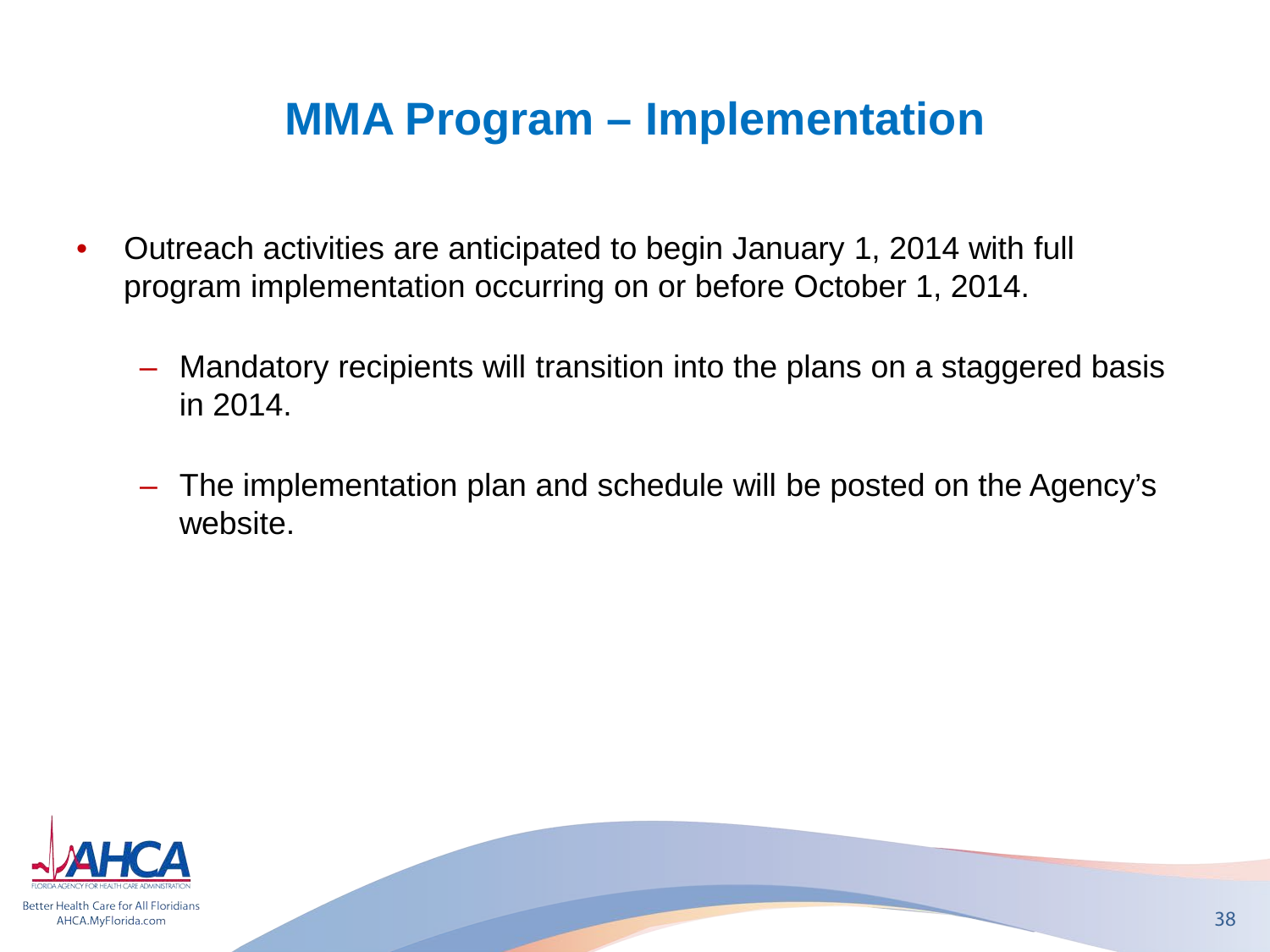# MMA Program – Implementation

- Outreach activities are anticipated to begin January 1, 2014 with full program implementation occurring on or before October 1, 2014.
  - Mandatory recipients will transition into the plans on a staggered basis in 2014.
  - The implementation plan and schedule will be posted on the Agency's website.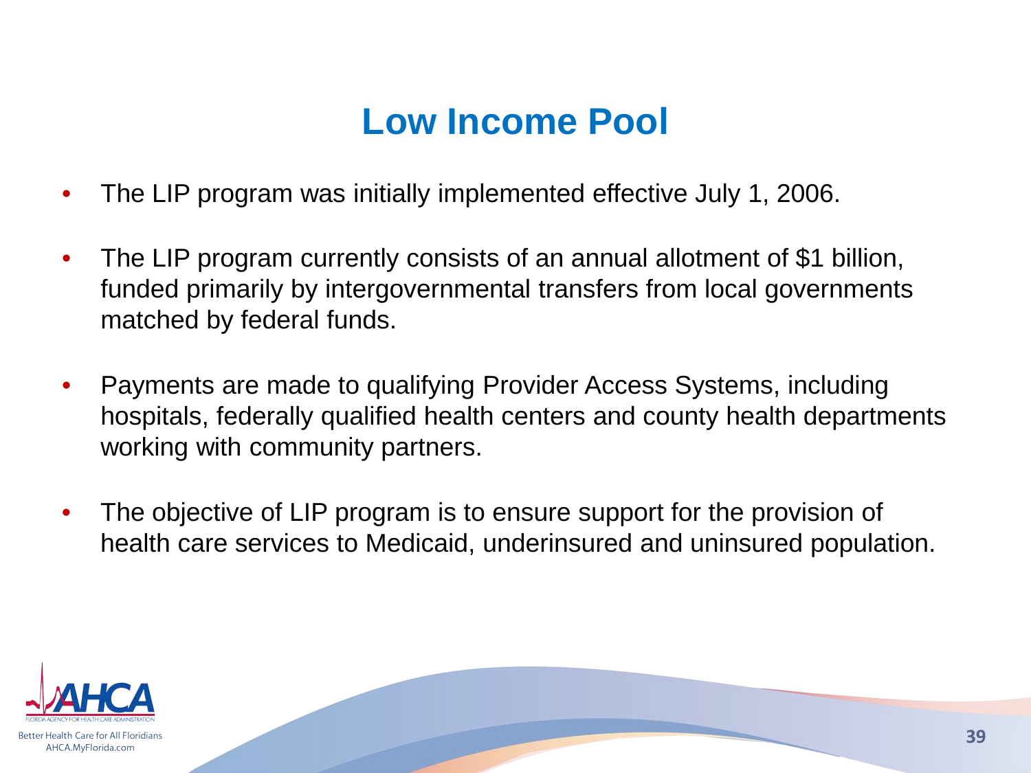# Low Income Pool

- The LIP program was initially implemented effective July 1, 2006.
- The LIP program currently consists of an annual allotment of $1 billion, funded primarily by intergovernmental transfers from local governments matched by federal funds.
- Payments are made to qualifying Provider Access Systems, including hospitals, federally qualified health centers and county health departments working with community partners.
- The objective of LIP program is to ensure support for the provision of health care services to Medicaid, underinsured and uninsured population.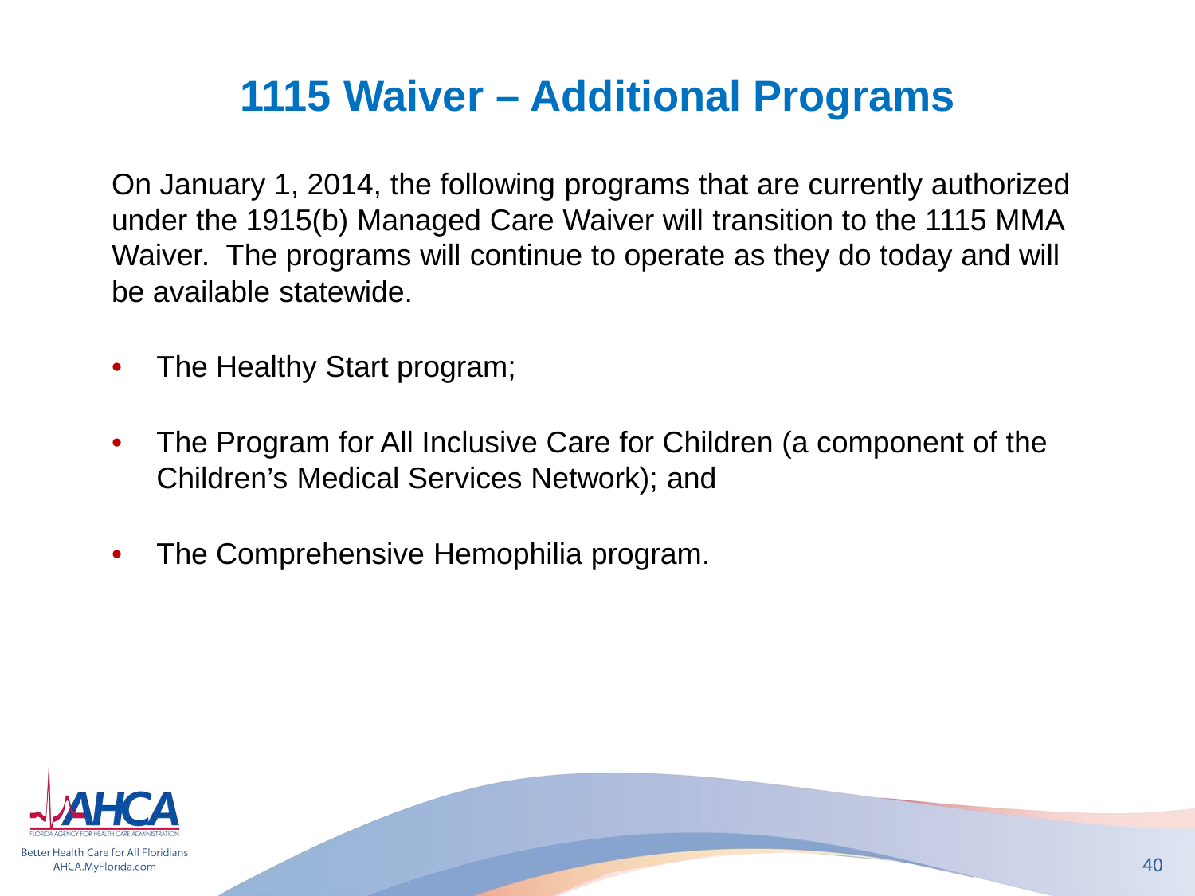# 1115 Waiver – Additional Programs

On January 1, 2014, the following programs that are currently authorized under the 1915(b) Managed Care Waiver will transition to the 1115 MMA Waiver. The programs will continue to operate as they do today and will be available statewide.

- The Healthy Start program;
- The Program for All Inclusive Care for Children (a component of the Children's Medical Services Network); and
- The Comprehensive Hemophilia program.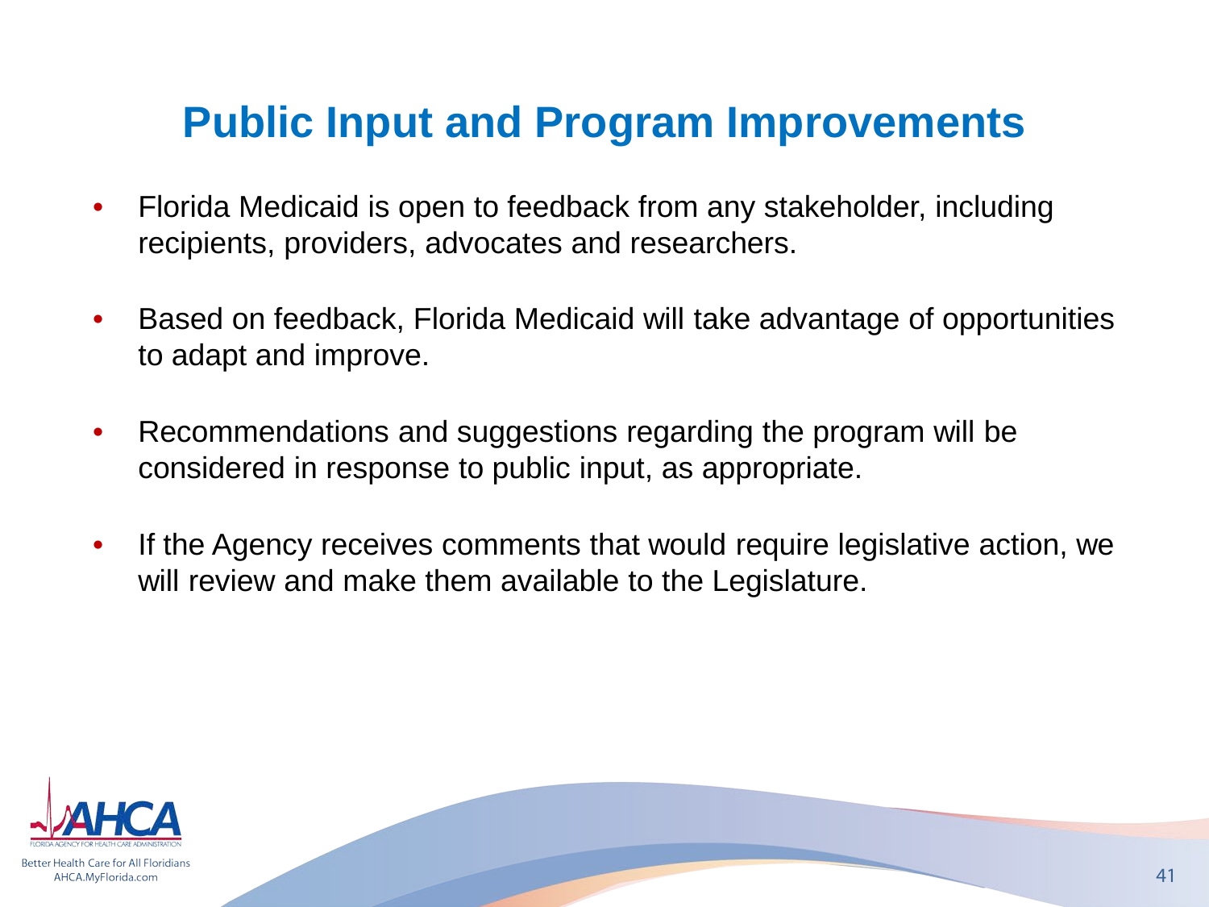# Public Input and Program Improvements

- Florida Medicaid is open to feedback from any stakeholder, including recipients, providers, advocates and researchers.
- Based on feedback, Florida Medicaid will take advantage of opportunities to adapt and improve.
- Recommendations and suggestions regarding the program will be considered in response to public input, as appropriate.
- If the Agency receives comments that would require legislative action, we will review and make them available to the Legislature.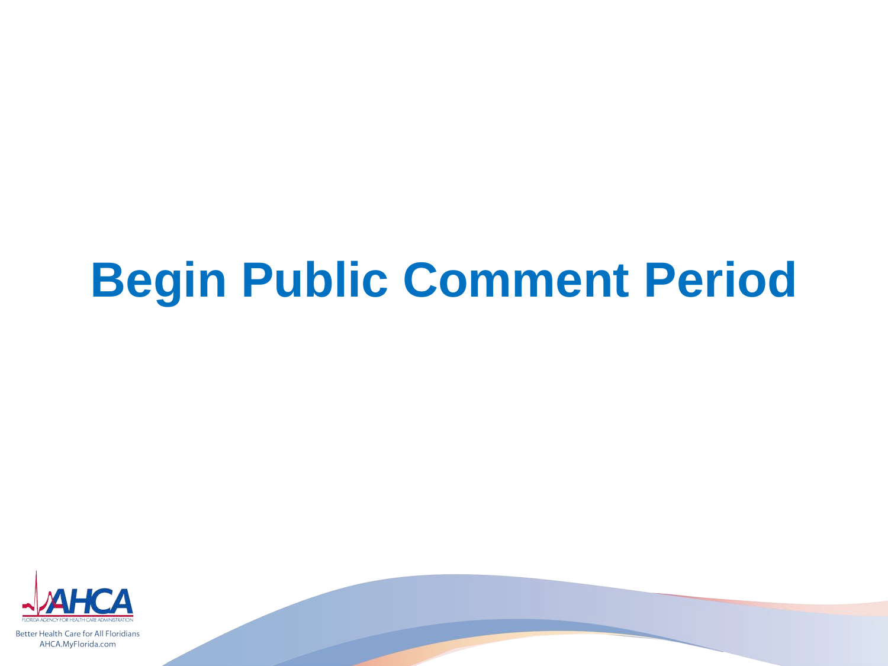# Begin Public Comment Period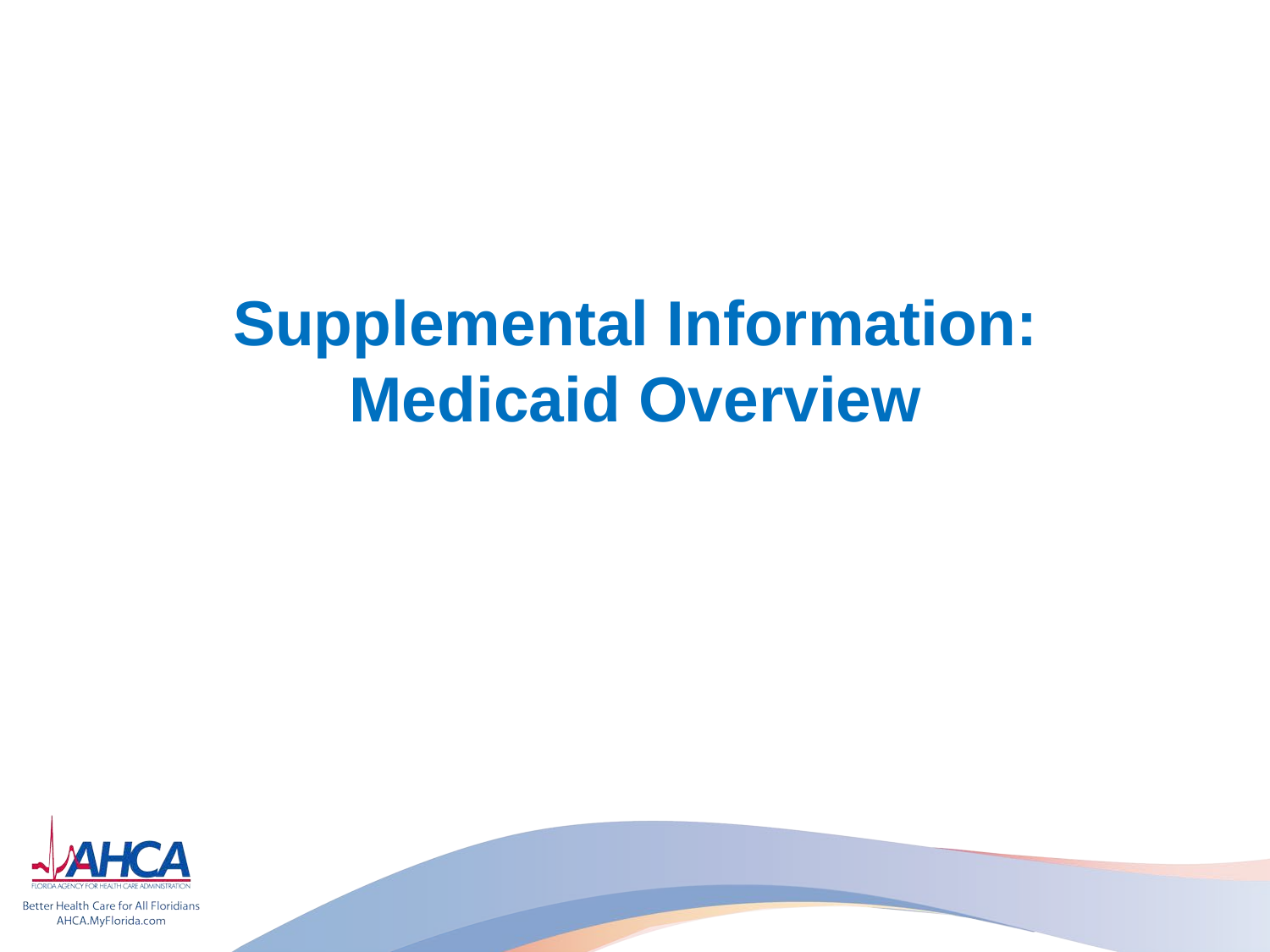# Supplemental Information: Medicaid Overview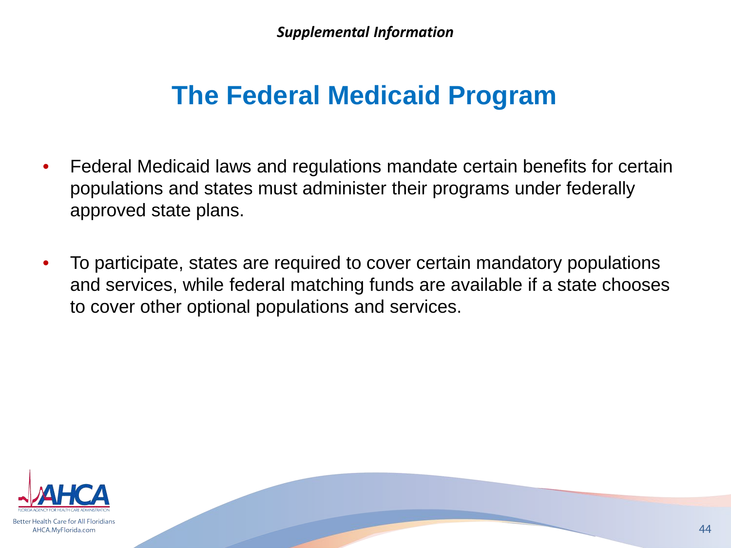*Supplemental Information*

# The Federal Medicaid Program

- Federal Medicaid laws and regulations mandate certain benefits for certain populations and states must administer their programs under federally approved state plans.

- To participate, states are required to cover certain mandatory populations and services, while federal matching funds are available if a state chooses to cover other optional populations and services.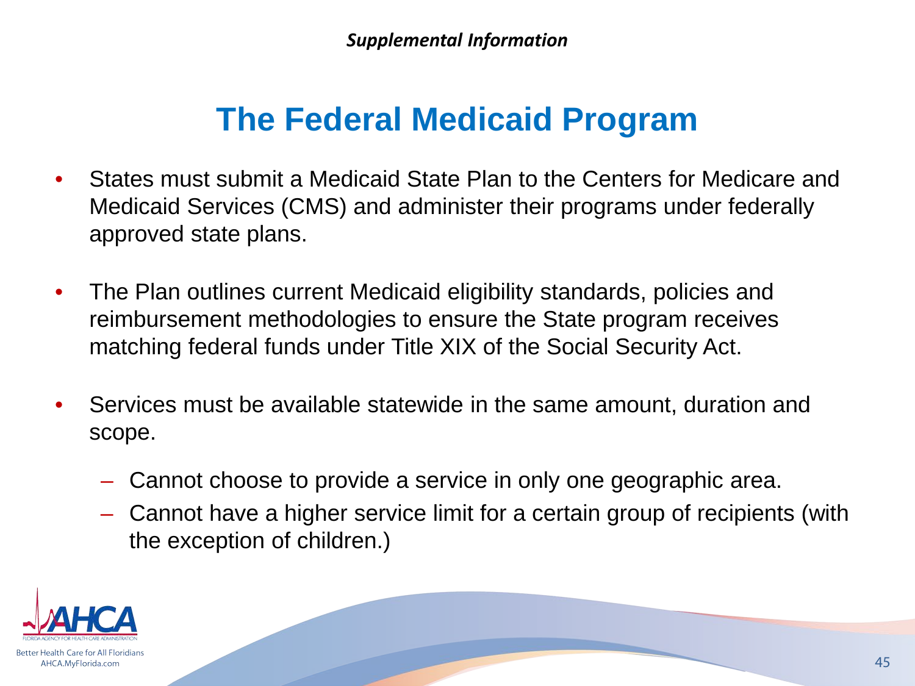*Supplemental Information*

# The Federal Medicaid Program

- States must submit a Medicaid State Plan to the Centers for Medicare and Medicaid Services (CMS) and administer their programs under federally approved state plans.
- The Plan outlines current Medicaid eligibility standards, policies and reimbursement methodologies to ensure the State program receives matching federal funds under Title XIX of the Social Security Act.
- Services must be available statewide in the same amount, duration and scope.
  - Cannot choose to provide a service in only one geographic area.
  - Cannot have a higher service limit for a certain group of recipients (with the exception of children.)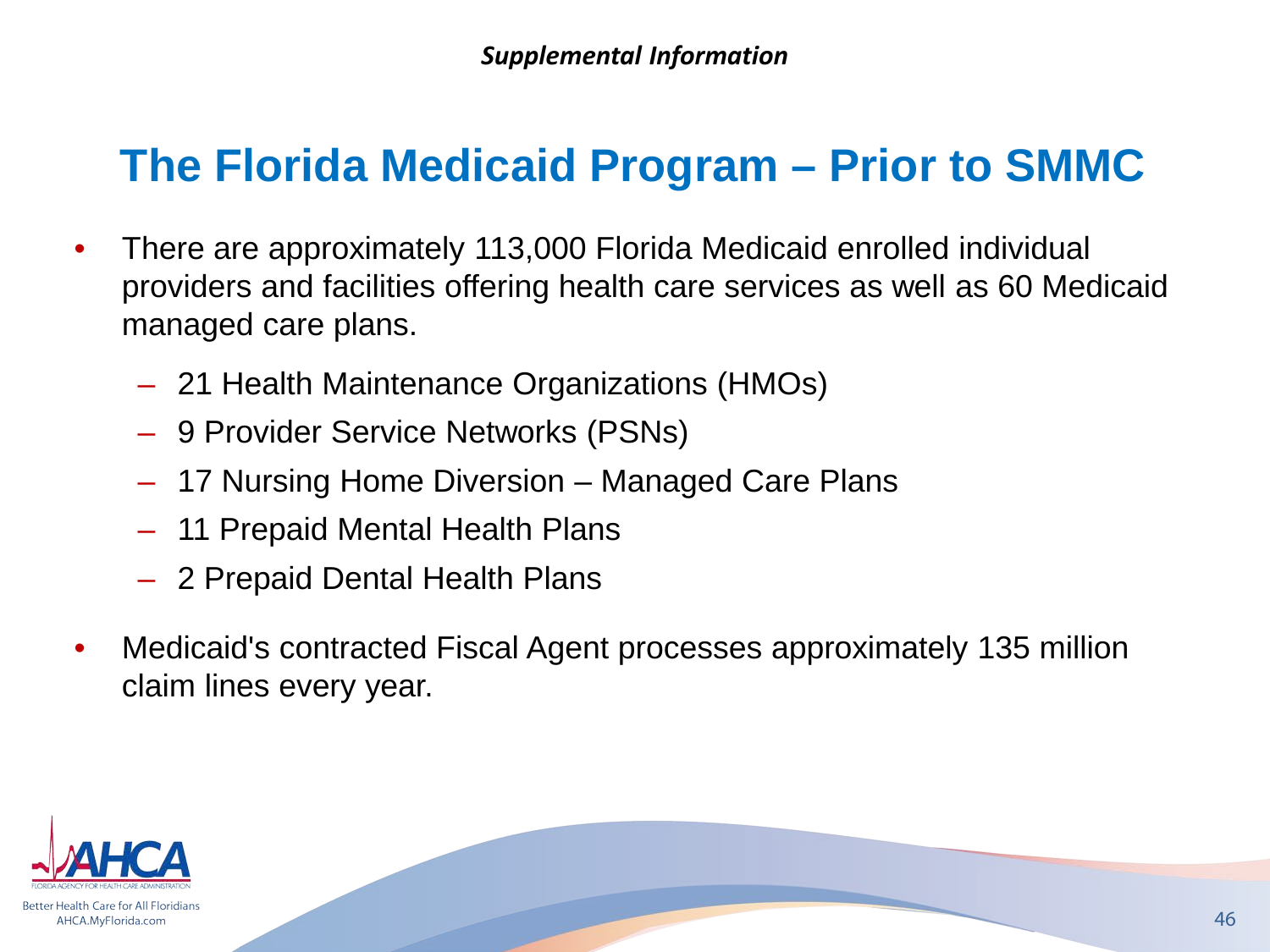*Supplemental Information*

# The Florida Medicaid Program – Prior to SMMC

- There are approximately 113,000 Florida Medicaid enrolled individual providers and facilities offering health care services as well as 60 Medicaid managed care plans.
  - 21 Health Maintenance Organizations (HMOs)
  - 9 Provider Service Networks (PSNs)
  - 17 Nursing Home Diversion – Managed Care Plans
  - 11 Prepaid Mental Health Plans
  - 2 Prepaid Dental Health Plans
- Medicaid's contracted Fiscal Agent processes approximately 135 million claim lines every year.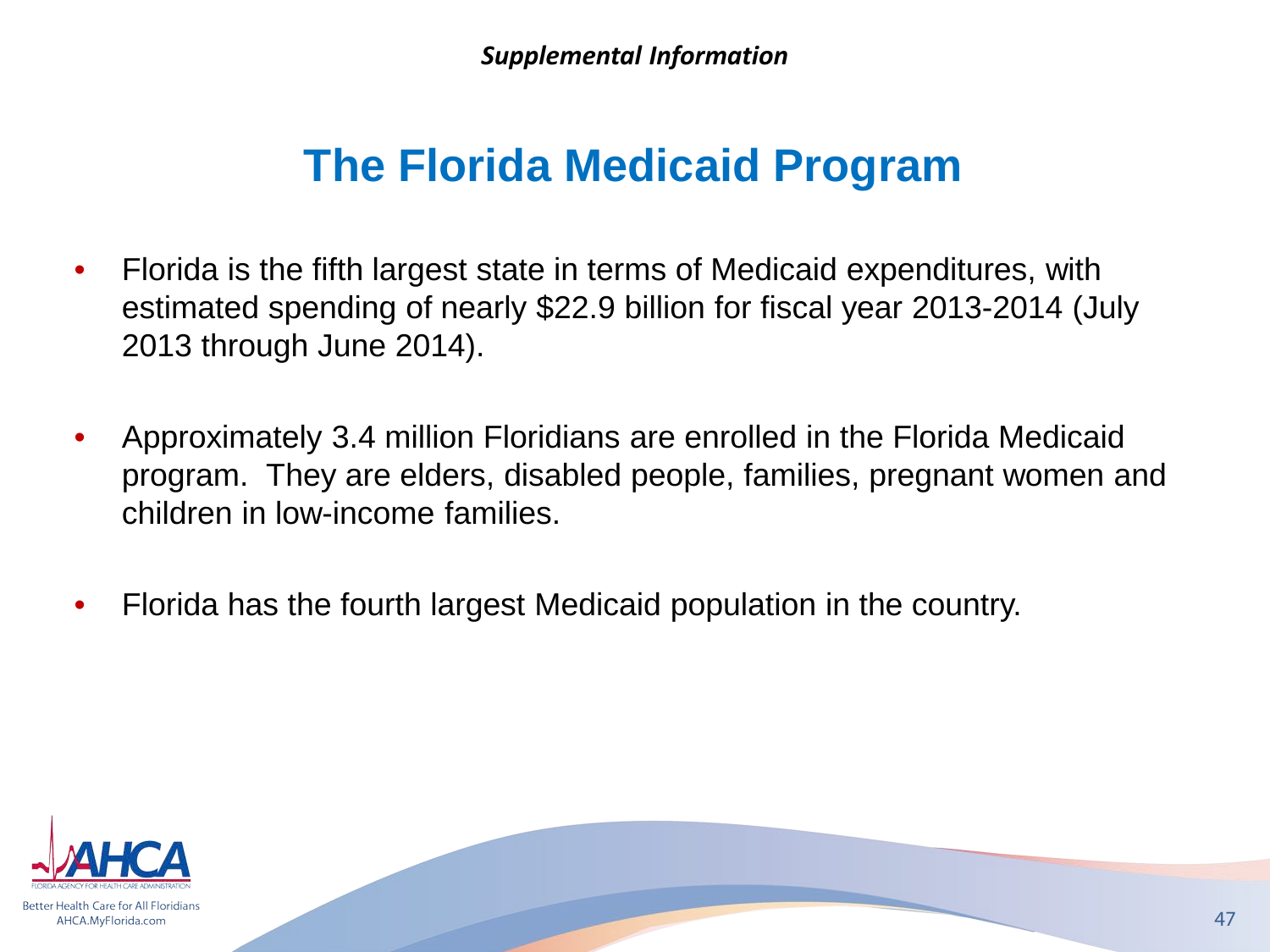*Supplemental Information*

# The Florida Medicaid Program

- Florida is the fifth largest state in terms of Medicaid expenditures, with estimated spending of nearly $22.9 billion for fiscal year 2013-2014 (July 2013 through June 2014).
- Approximately 3.4 million Floridians are enrolled in the Florida Medicaid program. They are elders, disabled people, families, pregnant women and children in low-income families.
- Florida has the fourth largest Medicaid population in the country.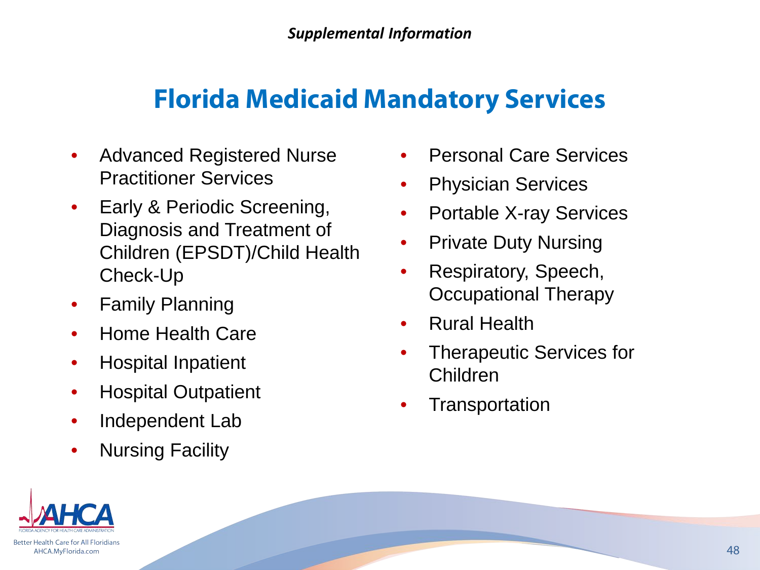*Supplemental Information*

# Florida Medicaid Mandatory Services

- Advanced Registered Nurse Practitioner Services
- Early & Periodic Screening, Diagnosis and Treatment of Children (EPSDT)/Child Health Check-Up
- Family Planning
- Home Health Care
- Hospital Inpatient
- Hospital Outpatient
- Independent Lab
- Nursing Facility
- Personal Care Services
- Physician Services
- Portable X-ray Services
- Private Duty Nursing
- Respiratory, Speech, Occupational Therapy
- Rural Health
- Therapeutic Services for Children
- Transportation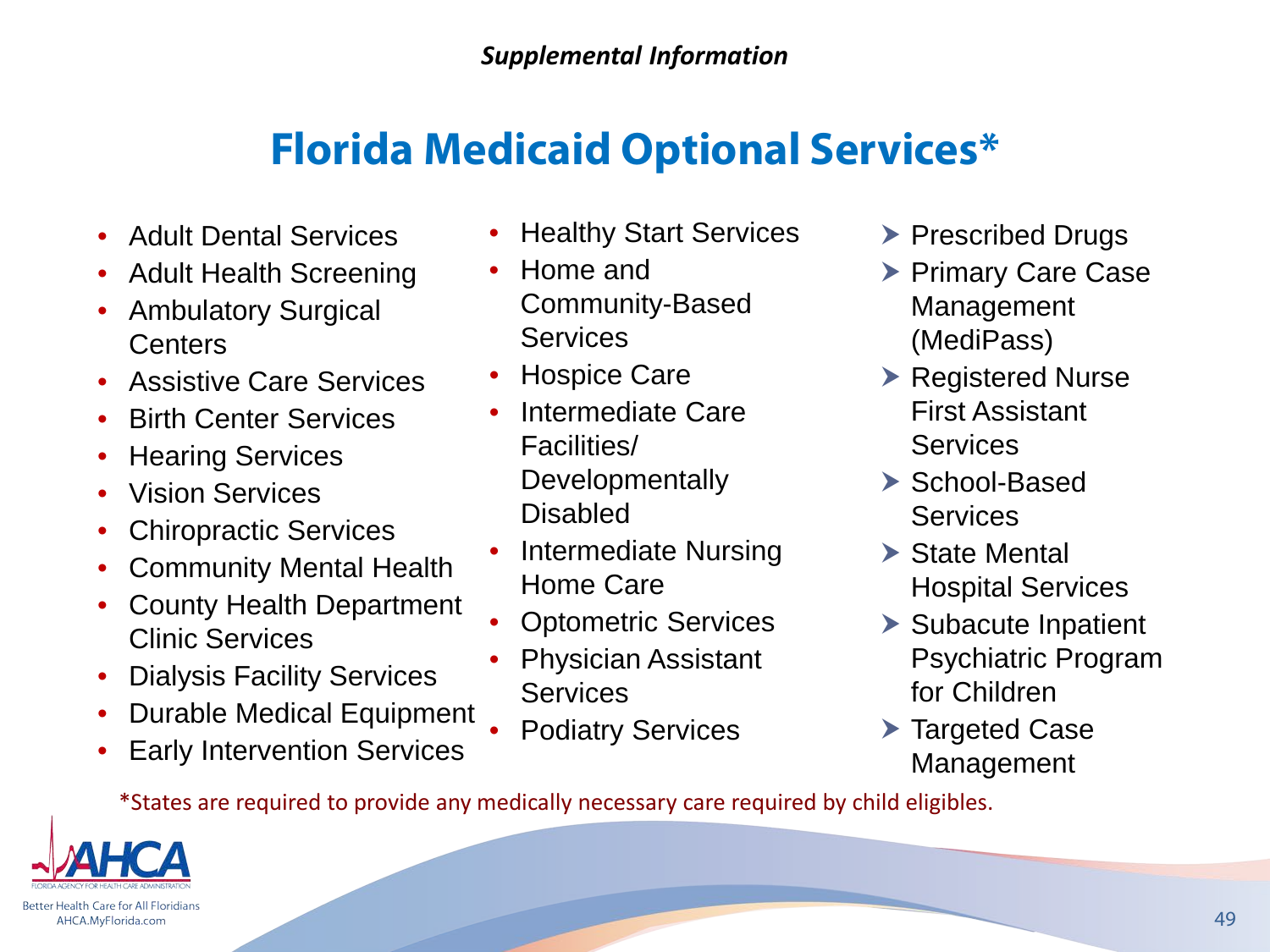*Supplemental Information*

# Florida Medicaid Optional Services*

- Adult Dental Services
- Adult Health Screening
- Ambulatory Surgical Centers
- Assistive Care Services
- Birth Center Services
- Hearing Services
- Vision Services
- Chiropractic Services
- Community Mental Health
- County Health Department Clinic Services
- Dialysis Facility Services
- Durable Medical Equipment
- Early Intervention Services
- Healthy Start Services
- Home and Community-Based Services
- Hospice Care
- Intermediate Care Facilities/ Developmentally Disabled
- Intermediate Nursing Home Care
- Optometric Services
- Physician Assistant Services
- Podiatry Services
- Prescribed Drugs
- Primary Care Case Management (MediPass)
- Registered Nurse First Assistant Services
- School-Based Services
- State Mental Hospital Services
- Subacute Inpatient Psychiatric Program for Children
- Targeted Case Management

*States are required to provide any medically necessary care required by child eligibles.

AHCA
FLORIDA AGENCY FOR HEALTH CARE ADMINISTRATION
Better Health Care for All Floridians
AHCA.MyFlorida.com